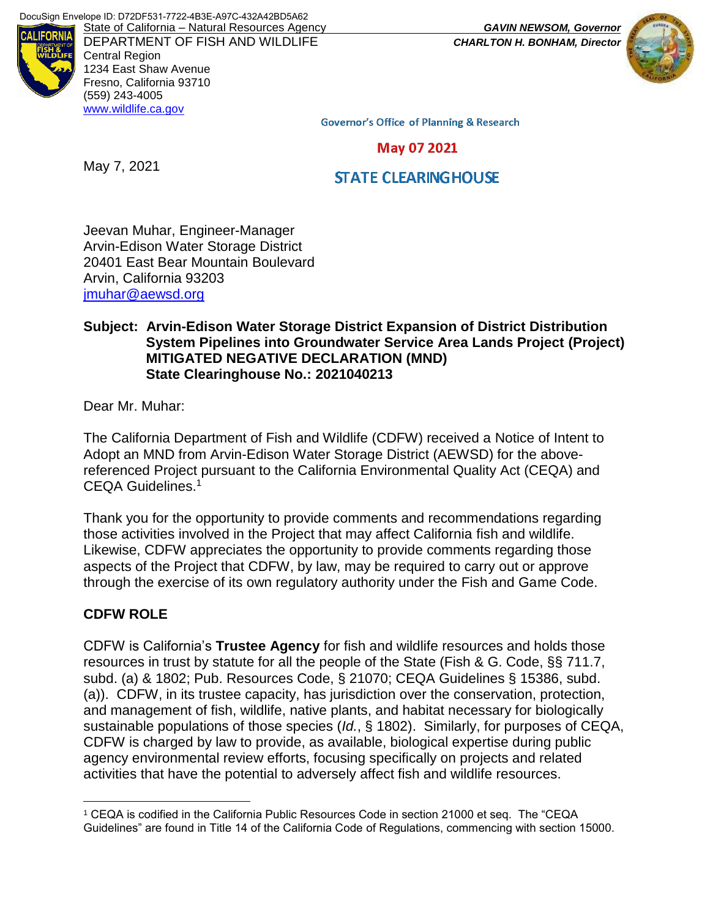DocuSign Envelope ID: D72DF531-7722-4B3E-A97C-432A42BD5A62

State of California – Natural Resources Agency
DEPARTMENT OF FISH AND WILDLIFE
Central Region
1234 East Shaw Avenue
Fresno, California 93710
(559) 243-4005
www.wildlife.ca.gov

*GAVIN NEWSOM, Governor*
*CHARLTON H. BONHAM, Director*

Governor's Office of Planning & Research

May 07 2021

STATE CLEARINGHOUSE

May 7, 2021

Jeevan Muhar, Engineer-Manager
Arvin-Edison Water Storage District
20401 East Bear Mountain Boulevard
Arvin, California 93203
jmuhar@aewsd.org

**Subject: Arvin-Edison Water Storage District Expansion of District Distribution System Pipelines into Groundwater Service Area Lands Project (Project) MITIGATED NEGATIVE DECLARATION (MND) State Clearinghouse No.: 2021040213**

Dear Mr. Muhar:

The California Department of Fish and Wildlife (CDFW) received a Notice of Intent to Adopt an MND from Arvin-Edison Water Storage District (AEWSD) for the above-referenced Project pursuant to the California Environmental Quality Act (CEQA) and CEQA Guidelines.[1]

Thank you for the opportunity to provide comments and recommendations regarding those activities involved in the Project that may affect California fish and wildlife. Likewise, CDFW appreciates the opportunity to provide comments regarding those aspects of the Project that CDFW, by law, may be required to carry out or approve through the exercise of its own regulatory authority under the Fish and Game Code.

**CDFW ROLE**

CDFW is California's **Trustee Agency** for fish and wildlife resources and holds those resources in trust by statute for all the people of the State (Fish & G. Code, §§ 711.7, subd. (a) & 1802; Pub. Resources Code, § 21070; CEQA Guidelines § 15386, subd. (a)). CDFW, in its trustee capacity, has jurisdiction over the conservation, protection, and management of fish, wildlife, native plants, and habitat necessary for biologically sustainable populations of those species (*Id.*, § 1802). Similarly, for purposes of CEQA, CDFW is charged by law to provide, as available, biological expertise during public agency environmental review efforts, focusing specifically on projects and related activities that have the potential to adversely affect fish and wildlife resources.

---

[1] CEQA is codified in the California Public Resources Code in section 21000 et seq. The "CEQA Guidelines" are found in Title 14 of the California Code of Regulations, commencing with section 15000.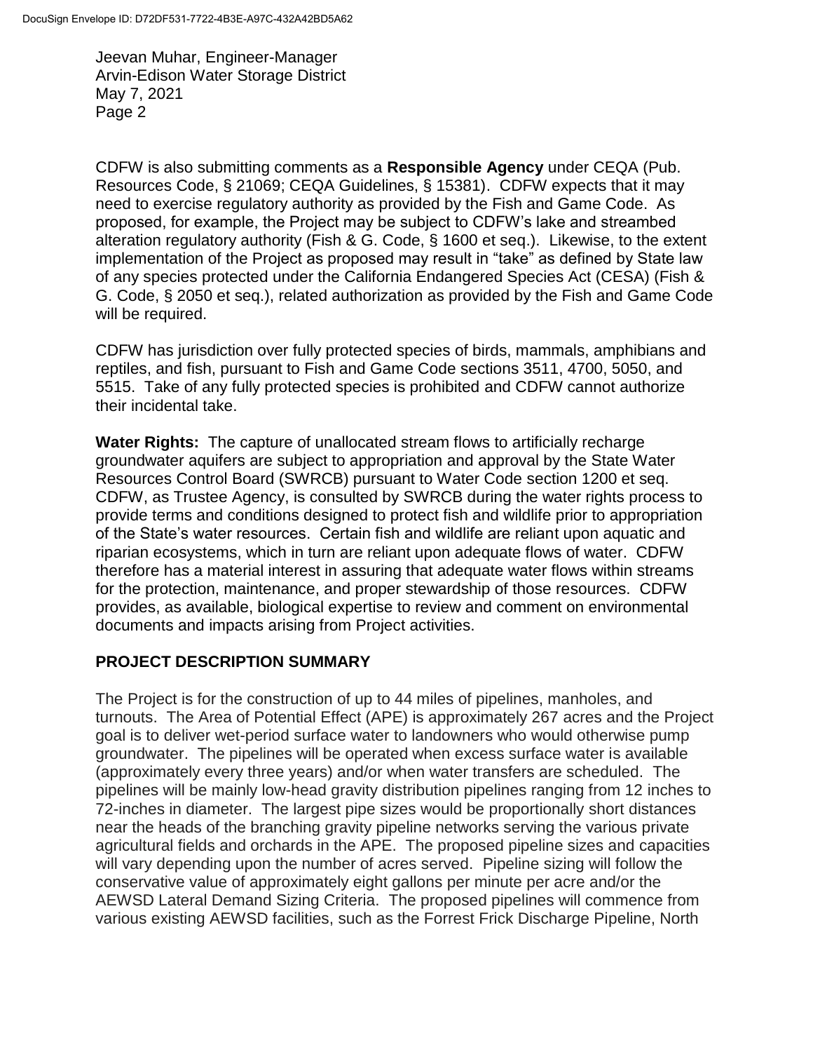CDFW is also submitting comments as a **Responsible Agency** under CEQA (Pub. Resources Code, § 21069; CEQA Guidelines, § 15381). CDFW expects that it may need to exercise regulatory authority as provided by the Fish and Game Code. As proposed, for example, the Project may be subject to CDFW's lake and streambed alteration regulatory authority (Fish & G. Code, § 1600 et seq.). Likewise, to the extent implementation of the Project as proposed may result in "take" as defined by State law of any species protected under the California Endangered Species Act (CESA) (Fish & G. Code, § 2050 et seq.), related authorization as provided by the Fish and Game Code will be required.

CDFW has jurisdiction over fully protected species of birds, mammals, amphibians and reptiles, and fish, pursuant to Fish and Game Code sections 3511, 4700, 5050, and 5515. Take of any fully protected species is prohibited and CDFW cannot authorize their incidental take.

**Water Rights:** The capture of unallocated stream flows to artificially recharge groundwater aquifers are subject to appropriation and approval by the State Water Resources Control Board (SWRCB) pursuant to Water Code section 1200 et seq. CDFW, as Trustee Agency, is consulted by SWRCB during the water rights process to provide terms and conditions designed to protect fish and wildlife prior to appropriation of the State's water resources. Certain fish and wildlife are reliant upon aquatic and riparian ecosystems, which in turn are reliant upon adequate flows of water. CDFW therefore has a material interest in assuring that adequate water flows within streams for the protection, maintenance, and proper stewardship of those resources. CDFW provides, as available, biological expertise to review and comment on environmental documents and impacts arising from Project activities.

## PROJECT DESCRIPTION SUMMARY

The Project is for the construction of up to 44 miles of pipelines, manholes, and turnouts. The Area of Potential Effect (APE) is approximately 267 acres and the Project goal is to deliver wet-period surface water to landowners who would otherwise pump groundwater. The pipelines will be operated when excess surface water is available (approximately every three years) and/or when water transfers are scheduled. The pipelines will be mainly low-head gravity distribution pipelines ranging from 12 inches to 72-inches in diameter. The largest pipe sizes would be proportionally short distances near the heads of the branching gravity pipeline networks serving the various private agricultural fields and orchards in the APE. The proposed pipeline sizes and capacities will vary depending upon the number of acres served. Pipeline sizing will follow the conservative value of approximately eight gallons per minute per acre and/or the AEWSD Lateral Demand Sizing Criteria. The proposed pipelines will commence from various existing AEWSD facilities, such as the Forrest Frick Discharge Pipeline, North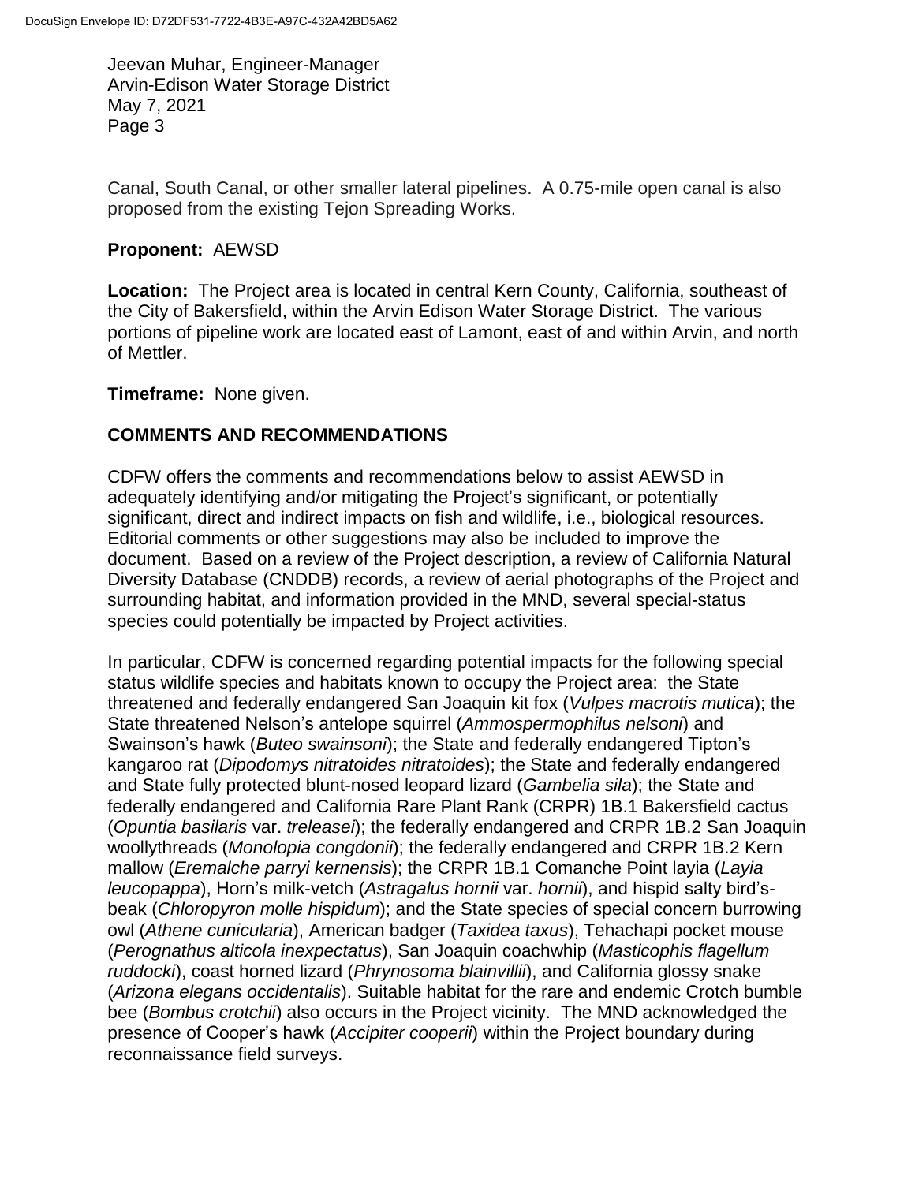Canal, South Canal, or other smaller lateral pipelines. A 0.75-mile open canal is also proposed from the existing Tejon Spreading Works.

**Proponent:** AEWSD

**Location:** The Project area is located in central Kern County, California, southeast of the City of Bakersfield, within the Arvin Edison Water Storage District. The various portions of pipeline work are located east of Lamont, east of and within Arvin, and north of Mettler.

**Timeframe:** None given.

## COMMENTS AND RECOMMENDATIONS

CDFW offers the comments and recommendations below to assist AEWSD in adequately identifying and/or mitigating the Project's significant, or potentially significant, direct and indirect impacts on fish and wildlife, i.e., biological resources. Editorial comments or other suggestions may also be included to improve the document. Based on a review of the Project description, a review of California Natural Diversity Database (CNDDB) records, a review of aerial photographs of the Project and surrounding habitat, and information provided in the MND, several special-status species could potentially be impacted by Project activities.

In particular, CDFW is concerned regarding potential impacts for the following special status wildlife species and habitats known to occupy the Project area: the State threatened and federally endangered San Joaquin kit fox (*Vulpes macrotis mutica*); the State threatened Nelson's antelope squirrel (*Ammospermophilus nelsoni*) and Swainson's hawk (*Buteo swainsoni*); the State and federally endangered Tipton's kangaroo rat (*Dipodomys nitratoides nitratoides*); the State and federally endangered and State fully protected blunt-nosed leopard lizard (*Gambelia sila*); the State and federally endangered and California Rare Plant Rank (CRPR) 1B.1 Bakersfield cactus (*Opuntia basilaris* var. *treleasei*); the federally endangered and CRPR 1B.2 San Joaquin woollythreads (*Monolopia congdonii*); the federally endangered and CRPR 1B.2 Kern mallow (*Eremalche parryi kernensis*); the CRPR 1B.1 Comanche Point layia (*Layia leucopappa*), Horn's milk-vetch (*Astragalus hornii* var. *hornii*), and hispid salty bird's-beak (*Chloropyron molle hispidum*); and the State species of special concern burrowing owl (*Athene cunicularia*), American badger (*Taxidea taxus*), Tehachapi pocket mouse (*Perognathus alticola inexpectatus*), San Joaquin coachwhip (*Masticophis flagellum ruddocki*), coast horned lizard (*Phrynosoma blainvillii*), and California glossy snake (*Arizona elegans occidentalis*). Suitable habitat for the rare and endemic Crotch bumble bee (*Bombus crotchii*) also occurs in the Project vicinity. The MND acknowledged the presence of Cooper's hawk (*Accipiter cooperii*) within the Project boundary during reconnaissance field surveys.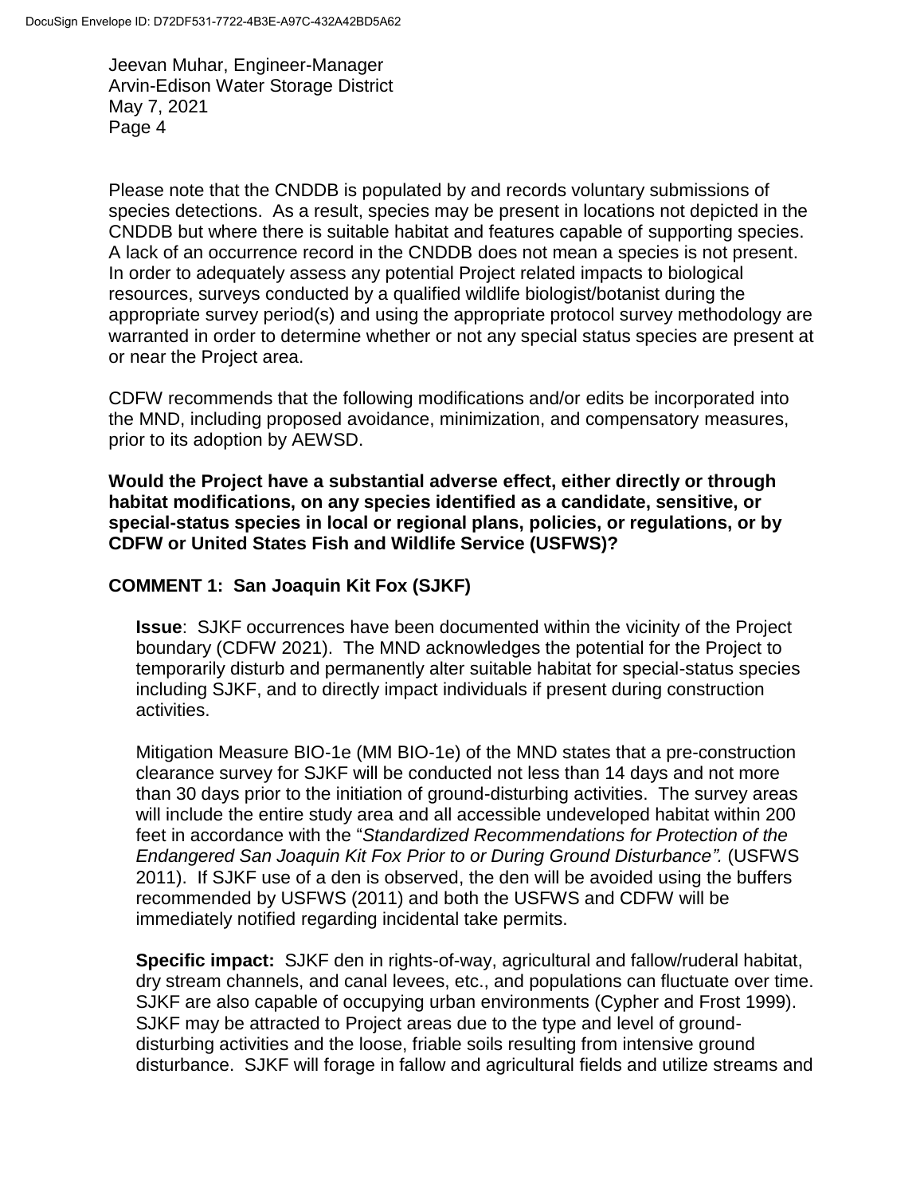Please note that the CNDDB is populated by and records voluntary submissions of species detections. As a result, species may be present in locations not depicted in the CNDDB but where there is suitable habitat and features capable of supporting species. A lack of an occurrence record in the CNDDB does not mean a species is not present. In order to adequately assess any potential Project related impacts to biological resources, surveys conducted by a qualified wildlife biologist/botanist during the appropriate survey period(s) and using the appropriate protocol survey methodology are warranted in order to determine whether or not any special status species are present at or near the Project area.

CDFW recommends that the following modifications and/or edits be incorporated into the MND, including proposed avoidance, minimization, and compensatory measures, prior to its adoption by AEWSD.

**Would the Project have a substantial adverse effect, either directly or through habitat modifications, on any species identified as a candidate, sensitive, or special-status species in local or regional plans, policies, or regulations, or by CDFW or United States Fish and Wildlife Service (USFWS)?**

**COMMENT 1: San Joaquin Kit Fox (SJKF)**

**Issue**: SJKF occurrences have been documented within the vicinity of the Project boundary (CDFW 2021). The MND acknowledges the potential for the Project to temporarily disturb and permanently alter suitable habitat for special-status species including SJKF, and to directly impact individuals if present during construction activities.

Mitigation Measure BIO-1e (MM BIO-1e) of the MND states that a pre-construction clearance survey for SJKF will be conducted not less than 14 days and not more than 30 days prior to the initiation of ground-disturbing activities. The survey areas will include the entire study area and all accessible undeveloped habitat within 200 feet in accordance with the "*Standardized Recommendations for Protection of the Endangered San Joaquin Kit Fox Prior to or During Ground Disturbance".* (USFWS 2011). If SJKF use of a den is observed, the den will be avoided using the buffers recommended by USFWS (2011) and both the USFWS and CDFW will be immediately notified regarding incidental take permits.

**Specific impact:** SJKF den in rights-of-way, agricultural and fallow/ruderal habitat, dry stream channels, and canal levees, etc., and populations can fluctuate over time. SJKF are also capable of occupying urban environments (Cypher and Frost 1999). SJKF may be attracted to Project areas due to the type and level of ground-disturbing activities and the loose, friable soils resulting from intensive ground disturbance. SJKF will forage in fallow and agricultural fields and utilize streams and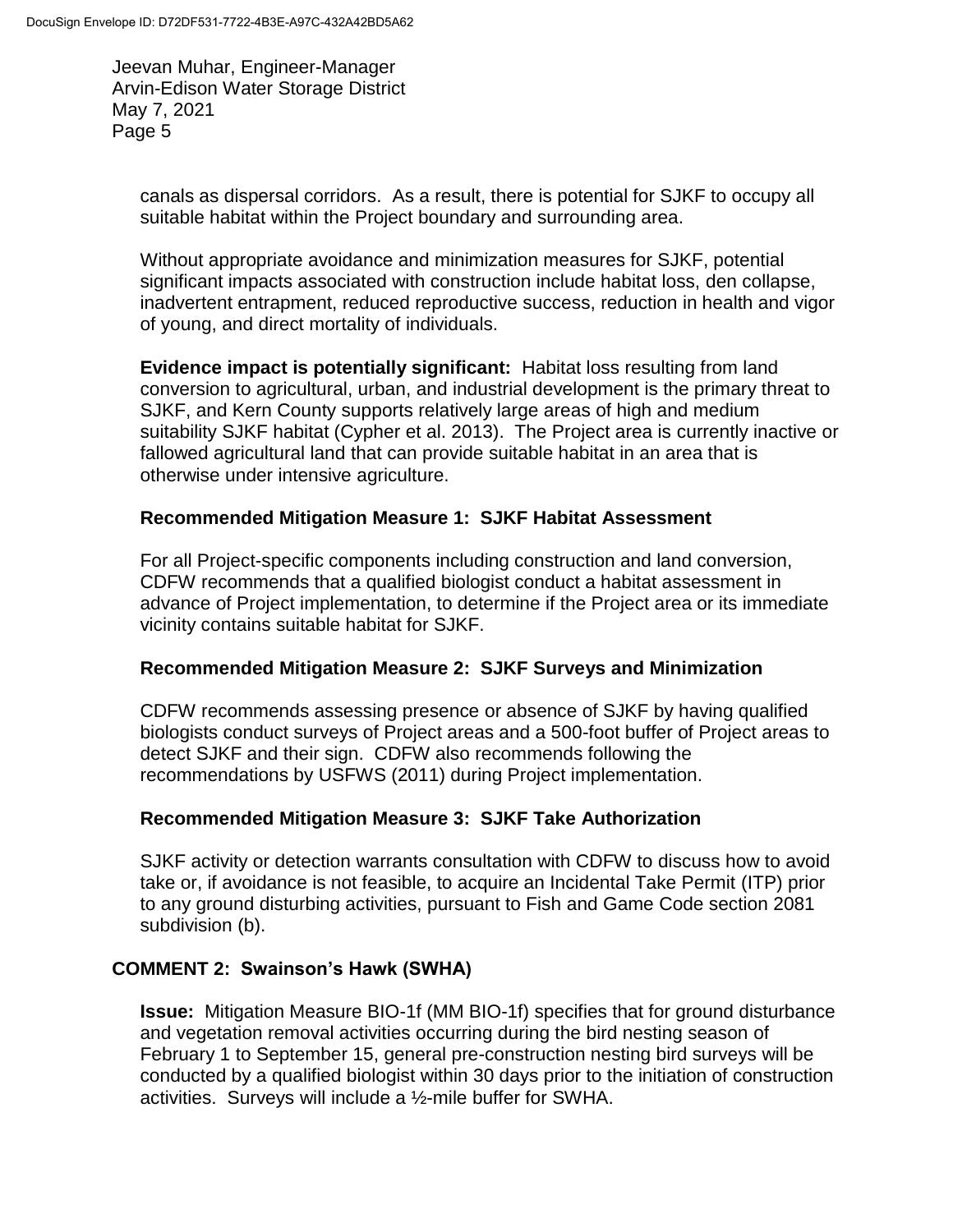canals as dispersal corridors. As a result, there is potential for SJKF to occupy all suitable habitat within the Project boundary and surrounding area.

Without appropriate avoidance and minimization measures for SJKF, potential significant impacts associated with construction include habitat loss, den collapse, inadvertent entrapment, reduced reproductive success, reduction in health and vigor of young, and direct mortality of individuals.

**Evidence impact is potentially significant:** Habitat loss resulting from land conversion to agricultural, urban, and industrial development is the primary threat to SJKF, and Kern County supports relatively large areas of high and medium suitability SJKF habitat (Cypher et al. 2013). The Project area is currently inactive or fallowed agricultural land that can provide suitable habitat in an area that is otherwise under intensive agriculture.

**Recommended Mitigation Measure 1: SJKF Habitat Assessment**

For all Project-specific components including construction and land conversion, CDFW recommends that a qualified biologist conduct a habitat assessment in advance of Project implementation, to determine if the Project area or its immediate vicinity contains suitable habitat for SJKF.

**Recommended Mitigation Measure 2: SJKF Surveys and Minimization**

CDFW recommends assessing presence or absence of SJKF by having qualified biologists conduct surveys of Project areas and a 500-foot buffer of Project areas to detect SJKF and their sign. CDFW also recommends following the recommendations by USFWS (2011) during Project implementation.

**Recommended Mitigation Measure 3: SJKF Take Authorization**

SJKF activity or detection warrants consultation with CDFW to discuss how to avoid take or, if avoidance is not feasible, to acquire an Incidental Take Permit (ITP) prior to any ground disturbing activities, pursuant to Fish and Game Code section 2081 subdivision (b).

**COMMENT 2: Swainson's Hawk (SWHA)**

**Issue:** Mitigation Measure BIO-1f (MM BIO-1f) specifies that for ground disturbance and vegetation removal activities occurring during the bird nesting season of February 1 to September 15, general pre-construction nesting bird surveys will be conducted by a qualified biologist within 30 days prior to the initiation of construction activities. Surveys will include a ½-mile buffer for SWHA.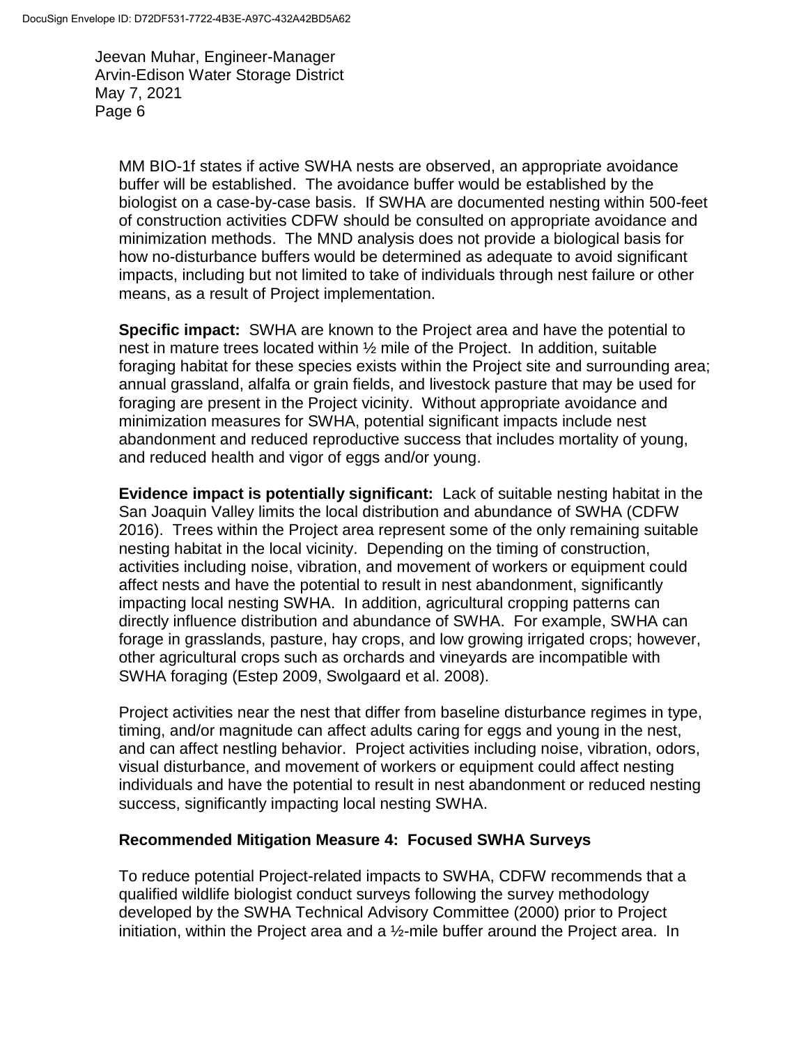MM BIO-1f states if active SWHA nests are observed, an appropriate avoidance buffer will be established. The avoidance buffer would be established by the biologist on a case-by-case basis. If SWHA are documented nesting within 500-feet of construction activities CDFW should be consulted on appropriate avoidance and minimization methods. The MND analysis does not provide a biological basis for how no-disturbance buffers would be determined as adequate to avoid significant impacts, including but not limited to take of individuals through nest failure or other means, as a result of Project implementation.

**Specific impact:** SWHA are known to the Project area and have the potential to nest in mature trees located within ½ mile of the Project. In addition, suitable foraging habitat for these species exists within the Project site and surrounding area; annual grassland, alfalfa or grain fields, and livestock pasture that may be used for foraging are present in the Project vicinity. Without appropriate avoidance and minimization measures for SWHA, potential significant impacts include nest abandonment and reduced reproductive success that includes mortality of young, and reduced health and vigor of eggs and/or young.

**Evidence impact is potentially significant:** Lack of suitable nesting habitat in the San Joaquin Valley limits the local distribution and abundance of SWHA (CDFW 2016). Trees within the Project area represent some of the only remaining suitable nesting habitat in the local vicinity. Depending on the timing of construction, activities including noise, vibration, and movement of workers or equipment could affect nests and have the potential to result in nest abandonment, significantly impacting local nesting SWHA. In addition, agricultural cropping patterns can directly influence distribution and abundance of SWHA. For example, SWHA can forage in grasslands, pasture, hay crops, and low growing irrigated crops; however, other agricultural crops such as orchards and vineyards are incompatible with SWHA foraging (Estep 2009, Swolgaard et al. 2008).

Project activities near the nest that differ from baseline disturbance regimes in type, timing, and/or magnitude can affect adults caring for eggs and young in the nest, and can affect nestling behavior. Project activities including noise, vibration, odors, visual disturbance, and movement of workers or equipment could affect nesting individuals and have the potential to result in nest abandonment or reduced nesting success, significantly impacting local nesting SWHA.

**Recommended Mitigation Measure 4: Focused SWHA Surveys**

To reduce potential Project-related impacts to SWHA, CDFW recommends that a qualified wildlife biologist conduct surveys following the survey methodology developed by the SWHA Technical Advisory Committee (2000) prior to Project initiation, within the Project area and a ½-mile buffer around the Project area. In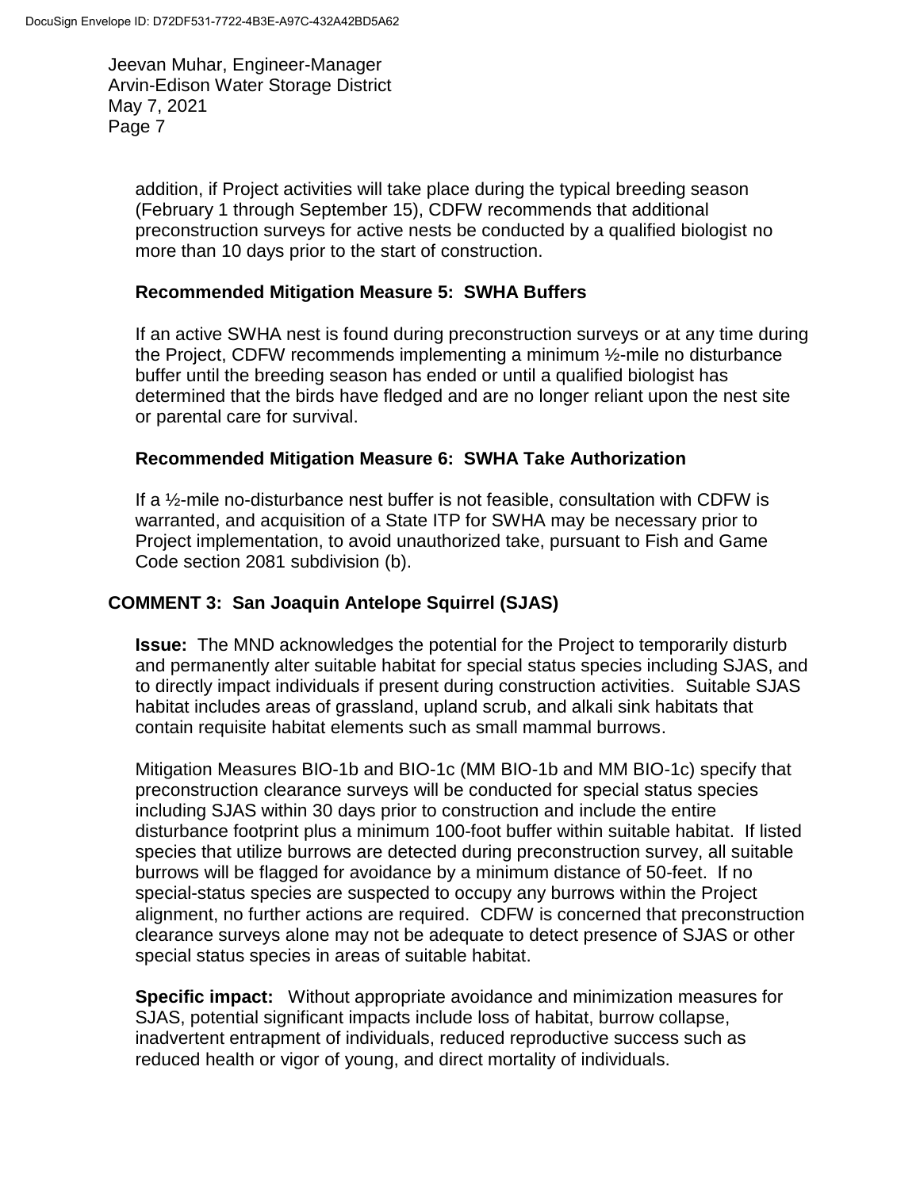addition, if Project activities will take place during the typical breeding season (February 1 through September 15), CDFW recommends that additional preconstruction surveys for active nests be conducted by a qualified biologist no more than 10 days prior to the start of construction.

**Recommended Mitigation Measure 5: SWHA Buffers**

If an active SWHA nest is found during preconstruction surveys or at any time during the Project, CDFW recommends implementing a minimum ½-mile no disturbance buffer until the breeding season has ended or until a qualified biologist has determined that the birds have fledged and are no longer reliant upon the nest site or parental care for survival.

**Recommended Mitigation Measure 6: SWHA Take Authorization**

If a ½-mile no-disturbance nest buffer is not feasible, consultation with CDFW is warranted, and acquisition of a State ITP for SWHA may be necessary prior to Project implementation, to avoid unauthorized take, pursuant to Fish and Game Code section 2081 subdivision (b).

## COMMENT 3: San Joaquin Antelope Squirrel (SJAS)

**Issue:** The MND acknowledges the potential for the Project to temporarily disturb and permanently alter suitable habitat for special status species including SJAS, and to directly impact individuals if present during construction activities. Suitable SJAS habitat includes areas of grassland, upland scrub, and alkali sink habitats that contain requisite habitat elements such as small mammal burrows.

Mitigation Measures BIO-1b and BIO-1c (MM BIO-1b and MM BIO-1c) specify that preconstruction clearance surveys will be conducted for special status species including SJAS within 30 days prior to construction and include the entire disturbance footprint plus a minimum 100-foot buffer within suitable habitat. If listed species that utilize burrows are detected during preconstruction survey, all suitable burrows will be flagged for avoidance by a minimum distance of 50-feet. If no special-status species are suspected to occupy any burrows within the Project alignment, no further actions are required. CDFW is concerned that preconstruction clearance surveys alone may not be adequate to detect presence of SJAS or other special status species in areas of suitable habitat.

**Specific impact:** Without appropriate avoidance and minimization measures for SJAS, potential significant impacts include loss of habitat, burrow collapse, inadvertent entrapment of individuals, reduced reproductive success such as reduced health or vigor of young, and direct mortality of individuals.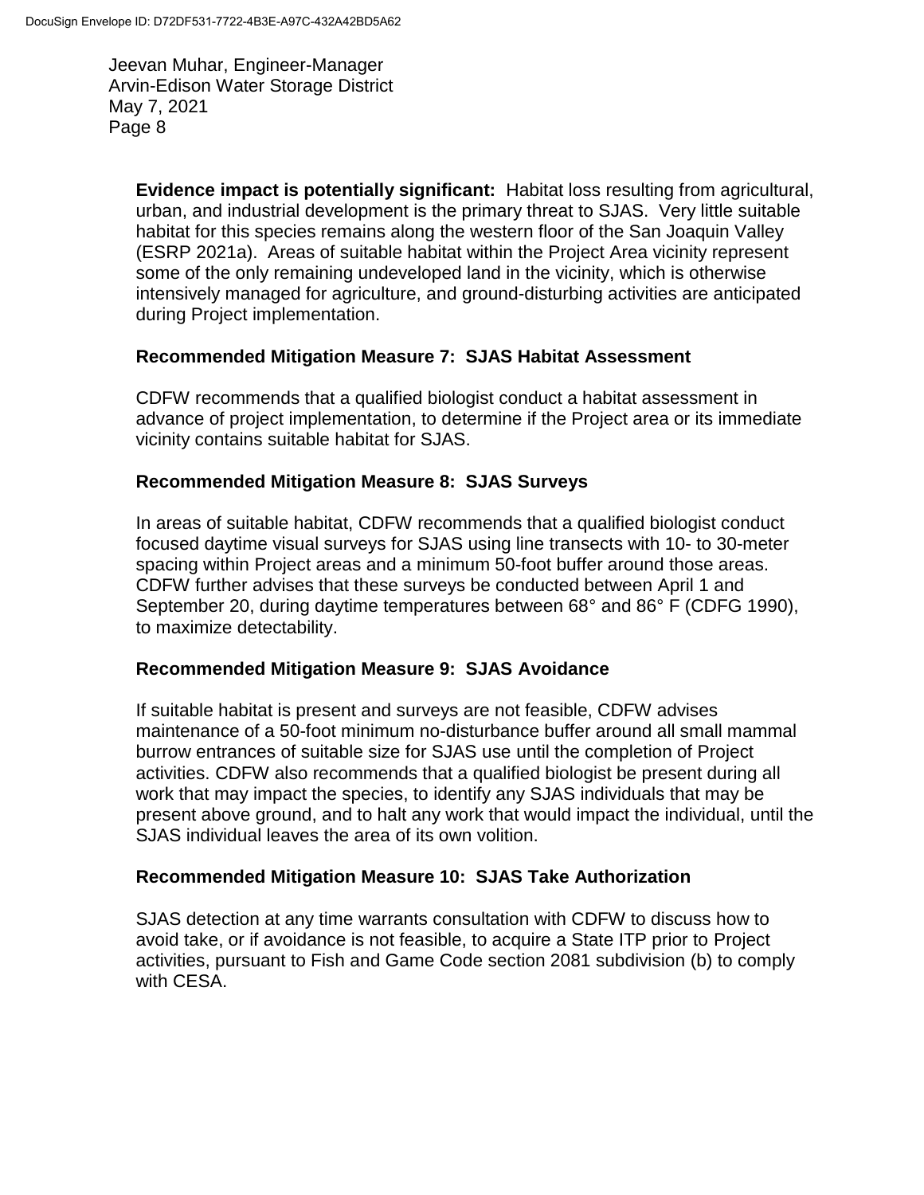**Evidence impact is potentially significant:** Habitat loss resulting from agricultural, urban, and industrial development is the primary threat to SJAS. Very little suitable habitat for this species remains along the western floor of the San Joaquin Valley (ESRP 2021a). Areas of suitable habitat within the Project Area vicinity represent some of the only remaining undeveloped land in the vicinity, which is otherwise intensively managed for agriculture, and ground-disturbing activities are anticipated during Project implementation.

**Recommended Mitigation Measure 7: SJAS Habitat Assessment**

CDFW recommends that a qualified biologist conduct a habitat assessment in advance of project implementation, to determine if the Project area or its immediate vicinity contains suitable habitat for SJAS.

**Recommended Mitigation Measure 8: SJAS Surveys**

In areas of suitable habitat, CDFW recommends that a qualified biologist conduct focused daytime visual surveys for SJAS using line transects with 10- to 30-meter spacing within Project areas and a minimum 50-foot buffer around those areas. CDFW further advises that these surveys be conducted between April 1 and September 20, during daytime temperatures between 68° and 86° F (CDFG 1990), to maximize detectability.

**Recommended Mitigation Measure 9: SJAS Avoidance**

If suitable habitat is present and surveys are not feasible, CDFW advises maintenance of a 50-foot minimum no-disturbance buffer around all small mammal burrow entrances of suitable size for SJAS use until the completion of Project activities. CDFW also recommends that a qualified biologist be present during all work that may impact the species, to identify any SJAS individuals that may be present above ground, and to halt any work that would impact the individual, until the SJAS individual leaves the area of its own volition.

**Recommended Mitigation Measure 10: SJAS Take Authorization**

SJAS detection at any time warrants consultation with CDFW to discuss how to avoid take, or if avoidance is not feasible, to acquire a State ITP prior to Project activities, pursuant to Fish and Game Code section 2081 subdivision (b) to comply with CESA.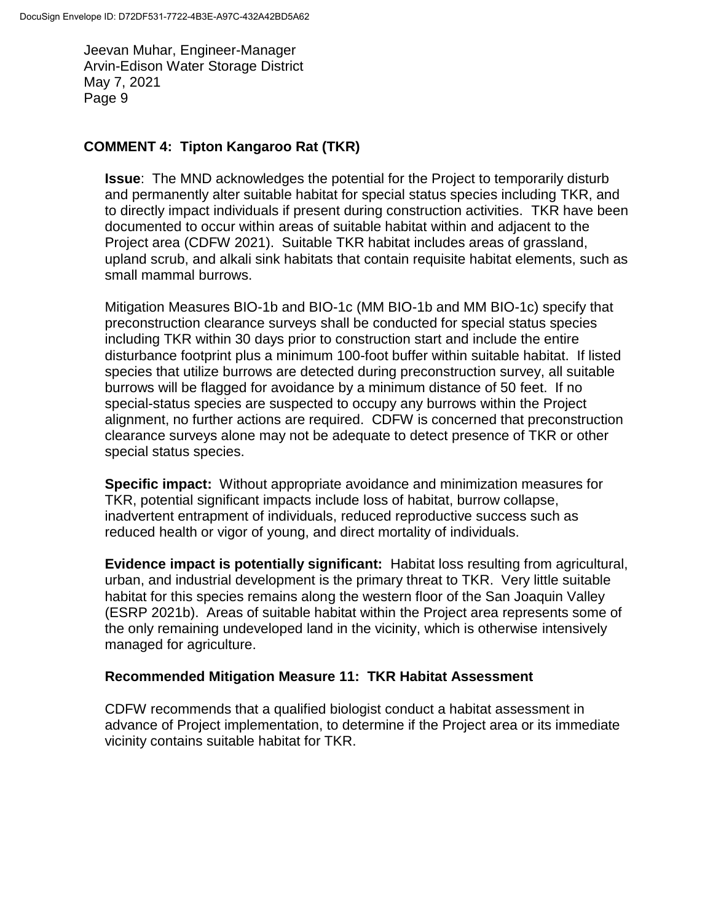## COMMENT 4: Tipton Kangaroo Rat (TKR)

**Issue**: The MND acknowledges the potential for the Project to temporarily disturb and permanently alter suitable habitat for special status species including TKR, and to directly impact individuals if present during construction activities. TKR have been documented to occur within areas of suitable habitat within and adjacent to the Project area (CDFW 2021). Suitable TKR habitat includes areas of grassland, upland scrub, and alkali sink habitats that contain requisite habitat elements, such as small mammal burrows.

Mitigation Measures BIO-1b and BIO-1c (MM BIO-1b and MM BIO-1c) specify that preconstruction clearance surveys shall be conducted for special status species including TKR within 30 days prior to construction start and include the entire disturbance footprint plus a minimum 100-foot buffer within suitable habitat. If listed species that utilize burrows are detected during preconstruction survey, all suitable burrows will be flagged for avoidance by a minimum distance of 50 feet. If no special-status species are suspected to occupy any burrows within the Project alignment, no further actions are required. CDFW is concerned that preconstruction clearance surveys alone may not be adequate to detect presence of TKR or other special status species.

**Specific impact:** Without appropriate avoidance and minimization measures for TKR, potential significant impacts include loss of habitat, burrow collapse, inadvertent entrapment of individuals, reduced reproductive success such as reduced health or vigor of young, and direct mortality of individuals.

**Evidence impact is potentially significant:** Habitat loss resulting from agricultural, urban, and industrial development is the primary threat to TKR. Very little suitable habitat for this species remains along the western floor of the San Joaquin Valley (ESRP 2021b). Areas of suitable habitat within the Project area represents some of the only remaining undeveloped land in the vicinity, which is otherwise intensively managed for agriculture.

### Recommended Mitigation Measure 11: TKR Habitat Assessment

CDFW recommends that a qualified biologist conduct a habitat assessment in advance of Project implementation, to determine if the Project area or its immediate vicinity contains suitable habitat for TKR.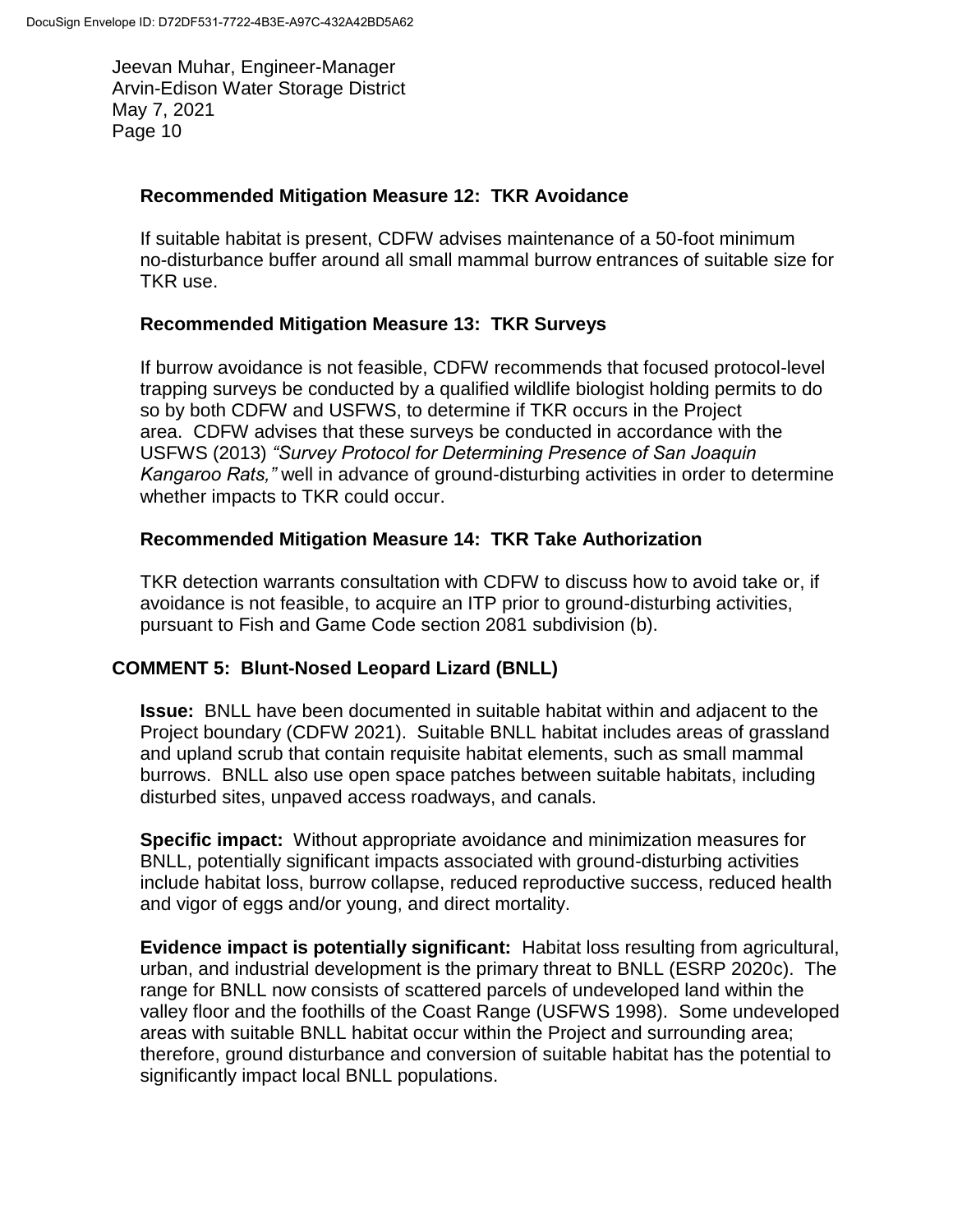**Recommended Mitigation Measure 12: TKR Avoidance**

If suitable habitat is present, CDFW advises maintenance of a 50-foot minimum no-disturbance buffer around all small mammal burrow entrances of suitable size for TKR use.

**Recommended Mitigation Measure 13: TKR Surveys**

If burrow avoidance is not feasible, CDFW recommends that focused protocol-level trapping surveys be conducted by a qualified wildlife biologist holding permits to do so by both CDFW and USFWS, to determine if TKR occurs in the Project area. CDFW advises that these surveys be conducted in accordance with the USFWS (2013) *"Survey Protocol for Determining Presence of San Joaquin Kangaroo Rats,"* well in advance of ground-disturbing activities in order to determine whether impacts to TKR could occur.

**Recommended Mitigation Measure 14: TKR Take Authorization**

TKR detection warrants consultation with CDFW to discuss how to avoid take or, if avoidance is not feasible, to acquire an ITP prior to ground-disturbing activities, pursuant to Fish and Game Code section 2081 subdivision (b).

## COMMENT 5: Blunt-Nosed Leopard Lizard (BNLL)

**Issue:** BNLL have been documented in suitable habitat within and adjacent to the Project boundary (CDFW 2021). Suitable BNLL habitat includes areas of grassland and upland scrub that contain requisite habitat elements, such as small mammal burrows. BNLL also use open space patches between suitable habitats, including disturbed sites, unpaved access roadways, and canals.

**Specific impact:** Without appropriate avoidance and minimization measures for BNLL, potentially significant impacts associated with ground-disturbing activities include habitat loss, burrow collapse, reduced reproductive success, reduced health and vigor of eggs and/or young, and direct mortality.

**Evidence impact is potentially significant:** Habitat loss resulting from agricultural, urban, and industrial development is the primary threat to BNLL (ESRP 2020c). The range for BNLL now consists of scattered parcels of undeveloped land within the valley floor and the foothills of the Coast Range (USFWS 1998). Some undeveloped areas with suitable BNLL habitat occur within the Project and surrounding area; therefore, ground disturbance and conversion of suitable habitat has the potential to significantly impact local BNLL populations.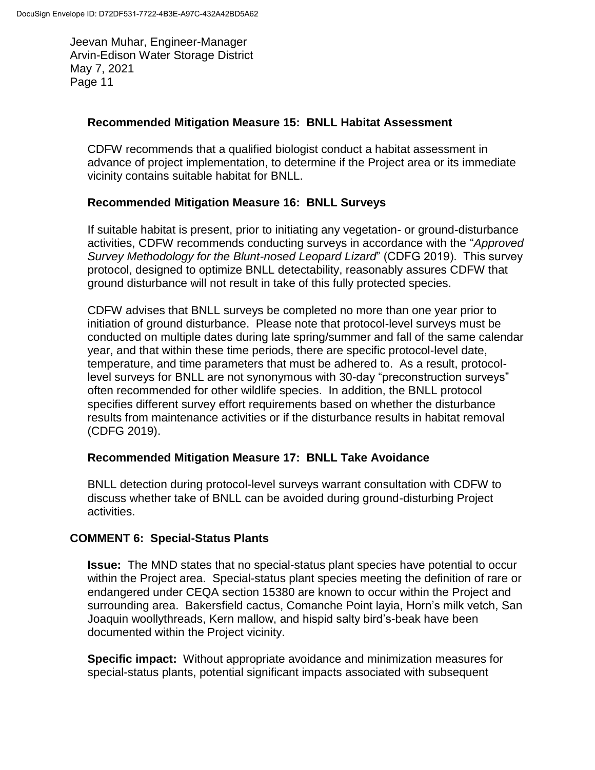**Recommended Mitigation Measure 15: BNLL Habitat Assessment**

CDFW recommends that a qualified biologist conduct a habitat assessment in advance of project implementation, to determine if the Project area or its immediate vicinity contains suitable habitat for BNLL.

**Recommended Mitigation Measure 16: BNLL Surveys**

If suitable habitat is present, prior to initiating any vegetation- or ground-disturbance activities, CDFW recommends conducting surveys in accordance with the "*Approved Survey Methodology for the Blunt-nosed Leopard Lizard*" (CDFG 2019). This survey protocol, designed to optimize BNLL detectability, reasonably assures CDFW that ground disturbance will not result in take of this fully protected species.

CDFW advises that BNLL surveys be completed no more than one year prior to initiation of ground disturbance. Please note that protocol-level surveys must be conducted on multiple dates during late spring/summer and fall of the same calendar year, and that within these time periods, there are specific protocol-level date, temperature, and time parameters that must be adhered to. As a result, protocol-level surveys for BNLL are not synonymous with 30-day "preconstruction surveys" often recommended for other wildlife species. In addition, the BNLL protocol specifies different survey effort requirements based on whether the disturbance results from maintenance activities or if the disturbance results in habitat removal (CDFG 2019).

**Recommended Mitigation Measure 17: BNLL Take Avoidance**

BNLL detection during protocol-level surveys warrant consultation with CDFW to discuss whether take of BNLL can be avoided during ground-disturbing Project activities.

**COMMENT 6: Special-Status Plants**

**Issue:** The MND states that no special-status plant species have potential to occur within the Project area. Special-status plant species meeting the definition of rare or endangered under CEQA section 15380 are known to occur within the Project and surrounding area. Bakersfield cactus, Comanche Point layia, Horn's milk vetch, San Joaquin woollythreads, Kern mallow, and hispid salty bird's-beak have been documented within the Project vicinity.

**Specific impact:** Without appropriate avoidance and minimization measures for special-status plants, potential significant impacts associated with subsequent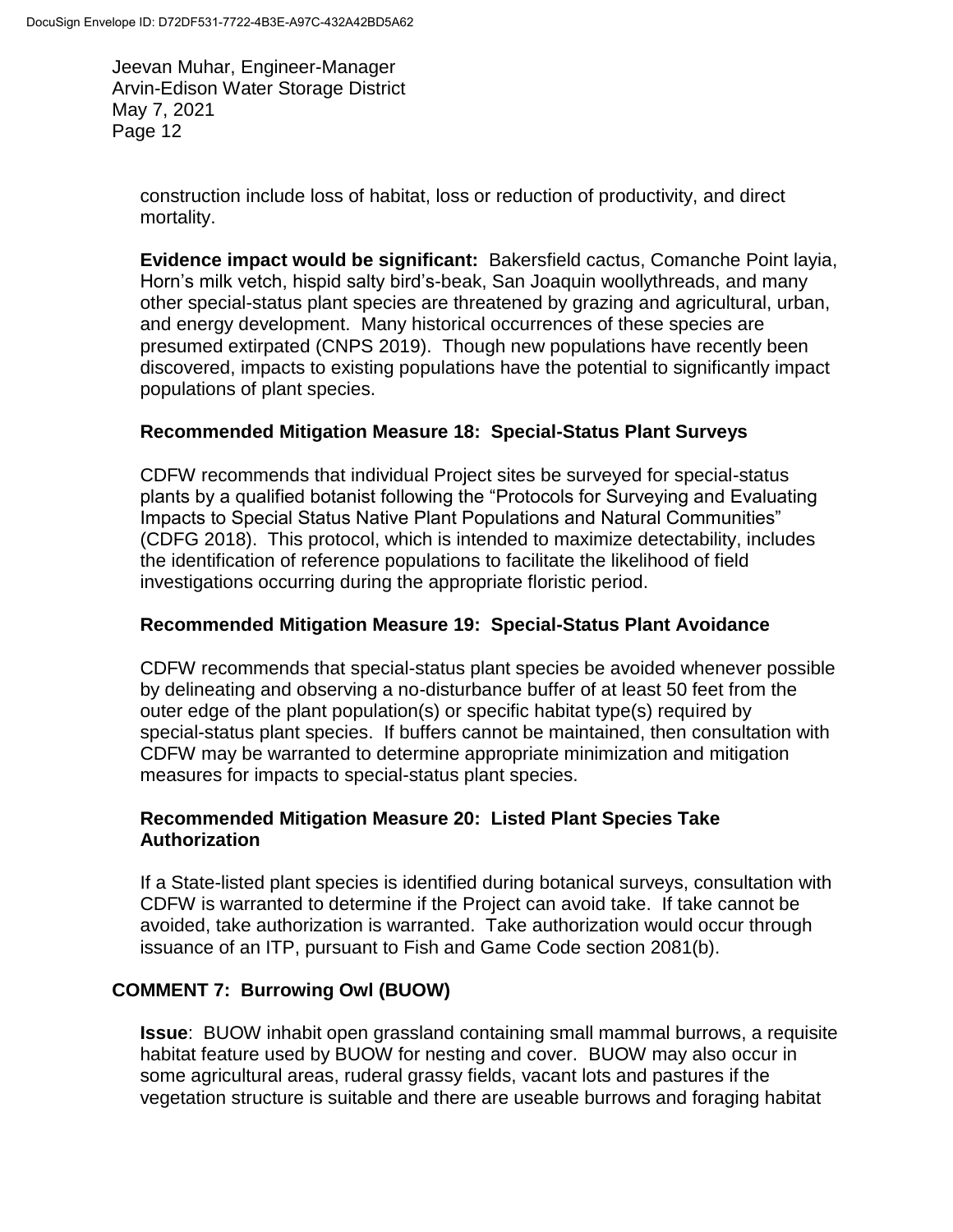construction include loss of habitat, loss or reduction of productivity, and direct mortality.

**Evidence impact would be significant:** Bakersfield cactus, Comanche Point layia, Horn's milk vetch, hispid salty bird's-beak, San Joaquin woollythreads, and many other special-status plant species are threatened by grazing and agricultural, urban, and energy development. Many historical occurrences of these species are presumed extirpated (CNPS 2019). Though new populations have recently been discovered, impacts to existing populations have the potential to significantly impact populations of plant species.

**Recommended Mitigation Measure 18: Special-Status Plant Surveys**

CDFW recommends that individual Project sites be surveyed for special-status plants by a qualified botanist following the "Protocols for Surveying and Evaluating Impacts to Special Status Native Plant Populations and Natural Communities" (CDFG 2018). This protocol, which is intended to maximize detectability, includes the identification of reference populations to facilitate the likelihood of field investigations occurring during the appropriate floristic period.

**Recommended Mitigation Measure 19: Special-Status Plant Avoidance**

CDFW recommends that special-status plant species be avoided whenever possible by delineating and observing a no-disturbance buffer of at least 50 feet from the outer edge of the plant population(s) or specific habitat type(s) required by special-status plant species. If buffers cannot be maintained, then consultation with CDFW may be warranted to determine appropriate minimization and mitigation measures for impacts to special-status plant species.

**Recommended Mitigation Measure 20: Listed Plant Species Take Authorization**

If a State-listed plant species is identified during botanical surveys, consultation with CDFW is warranted to determine if the Project can avoid take. If take cannot be avoided, take authorization is warranted. Take authorization would occur through issuance of an ITP, pursuant to Fish and Game Code section 2081(b).

## COMMENT 7: Burrowing Owl (BUOW)

**Issue**: BUOW inhabit open grassland containing small mammal burrows, a requisite habitat feature used by BUOW for nesting and cover. BUOW may also occur in some agricultural areas, ruderal grassy fields, vacant lots and pastures if the vegetation structure is suitable and there are useable burrows and foraging habitat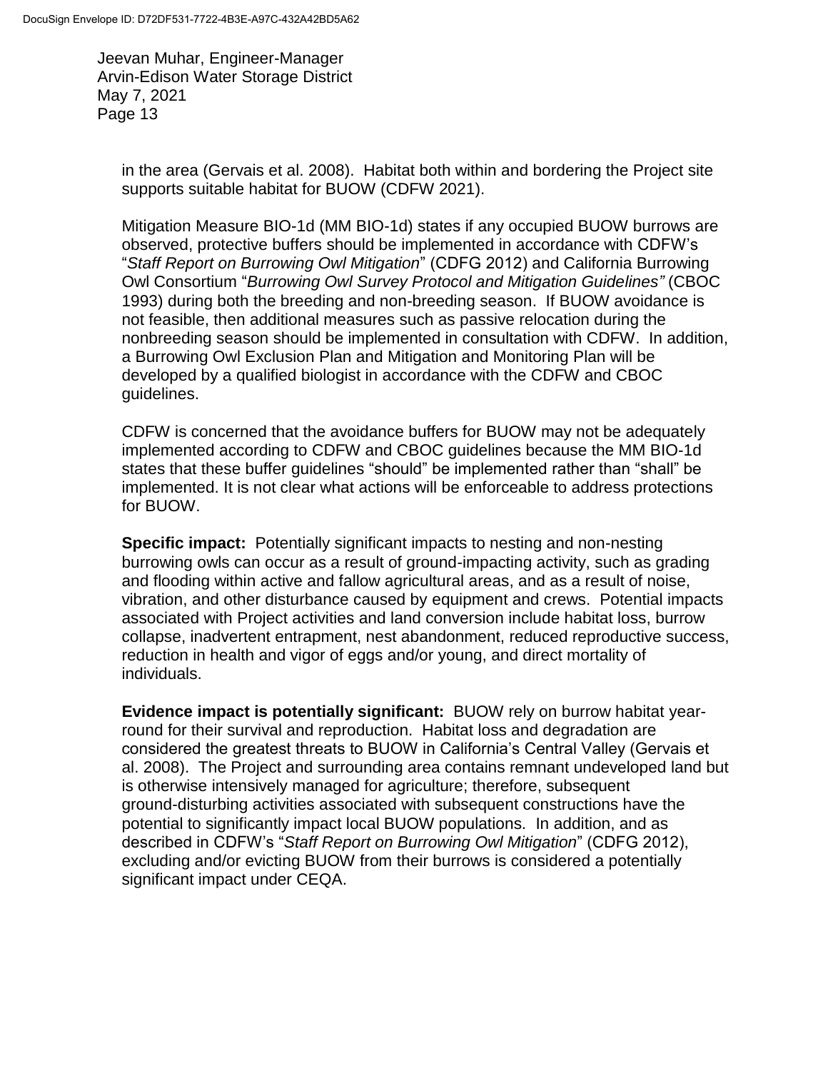in the area (Gervais et al. 2008). Habitat both within and bordering the Project site supports suitable habitat for BUOW (CDFW 2021).

Mitigation Measure BIO-1d (MM BIO-1d) states if any occupied BUOW burrows are observed, protective buffers should be implemented in accordance with CDFW's "*Staff Report on Burrowing Owl Mitigation*" (CDFG 2012) and California Burrowing Owl Consortium "*Burrowing Owl Survey Protocol and Mitigation Guidelines"* (CBOC 1993) during both the breeding and non-breeding season. If BUOW avoidance is not feasible, then additional measures such as passive relocation during the nonbreeding season should be implemented in consultation with CDFW. In addition, a Burrowing Owl Exclusion Plan and Mitigation and Monitoring Plan will be developed by a qualified biologist in accordance with the CDFW and CBOC guidelines.

CDFW is concerned that the avoidance buffers for BUOW may not be adequately implemented according to CDFW and CBOC guidelines because the MM BIO-1d states that these buffer guidelines "should" be implemented rather than "shall" be implemented. It is not clear what actions will be enforceable to address protections for BUOW.

**Specific impact:** Potentially significant impacts to nesting and non-nesting burrowing owls can occur as a result of ground-impacting activity, such as grading and flooding within active and fallow agricultural areas, and as a result of noise, vibration, and other disturbance caused by equipment and crews. Potential impacts associated with Project activities and land conversion include habitat loss, burrow collapse, inadvertent entrapment, nest abandonment, reduced reproductive success, reduction in health and vigor of eggs and/or young, and direct mortality of individuals.

**Evidence impact is potentially significant:** BUOW rely on burrow habitat year-round for their survival and reproduction. Habitat loss and degradation are considered the greatest threats to BUOW in California's Central Valley (Gervais et al. 2008). The Project and surrounding area contains remnant undeveloped land but is otherwise intensively managed for agriculture; therefore, subsequent ground-disturbing activities associated with subsequent constructions have the potential to significantly impact local BUOW populations. In addition, and as described in CDFW's "*Staff Report on Burrowing Owl Mitigation*" (CDFG 2012), excluding and/or evicting BUOW from their burrows is considered a potentially significant impact under CEQA.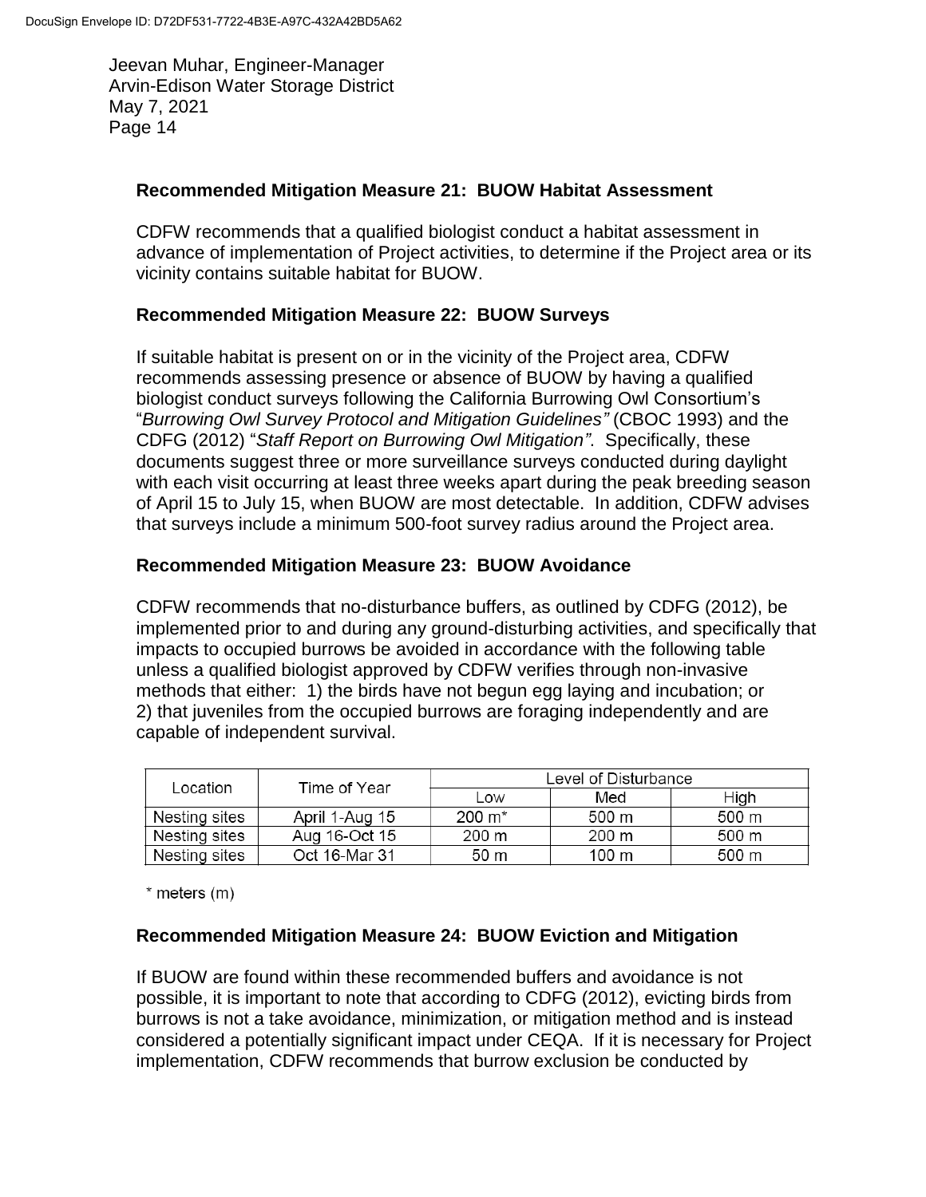### Recommended Mitigation Measure 21: BUOW Habitat Assessment

CDFW recommends that a qualified biologist conduct a habitat assessment in advance of implementation of Project activities, to determine if the Project area or its vicinity contains suitable habitat for BUOW.

### Recommended Mitigation Measure 22: BUOW Surveys

If suitable habitat is present on or in the vicinity of the Project area, CDFW recommends assessing presence or absence of BUOW by having a qualified biologist conduct surveys following the California Burrowing Owl Consortium's "*Burrowing Owl Survey Protocol and Mitigation Guidelines*" (CBOC 1993) and the CDFG (2012) "*Staff Report on Burrowing Owl Mitigation*". Specifically, these documents suggest three or more surveillance surveys conducted during daylight with each visit occurring at least three weeks apart during the peak breeding season of April 15 to July 15, when BUOW are most detectable. In addition, CDFW advises that surveys include a minimum 500-foot survey radius around the Project area.

### Recommended Mitigation Measure 23: BUOW Avoidance

CDFW recommends that no-disturbance buffers, as outlined by CDFG (2012), be implemented prior to and during any ground-disturbing activities, and specifically that impacts to occupied burrows be avoided in accordance with the following table unless a qualified biologist approved by CDFW verifies through non-invasive methods that either: 1) the birds have not begun egg laying and incubation; or 2) that juveniles from the occupied burrows are foraging independently and are capable of independent survival.

| Location | Time of Year | Level of Disturbance | | |
|---|---|---|---|---|
| | | Low | Med | High |
| Nesting sites | April 1-Aug 15 | 200 m* | 500 m | 500 m |
| Nesting sites | Aug 16-Oct 15 | 200 m | 200 m | 500 m |
| Nesting sites | Oct 16-Mar 31 | 50 m | 100 m | 500 m |

\* meters (m)

### Recommended Mitigation Measure 24: BUOW Eviction and Mitigation

If BUOW are found within these recommended buffers and avoidance is not possible, it is important to note that according to CDFG (2012), evicting birds from burrows is not a take avoidance, minimization, or mitigation method and is instead considered a potentially significant impact under CEQA. If it is necessary for Project implementation, CDFW recommends that burrow exclusion be conducted by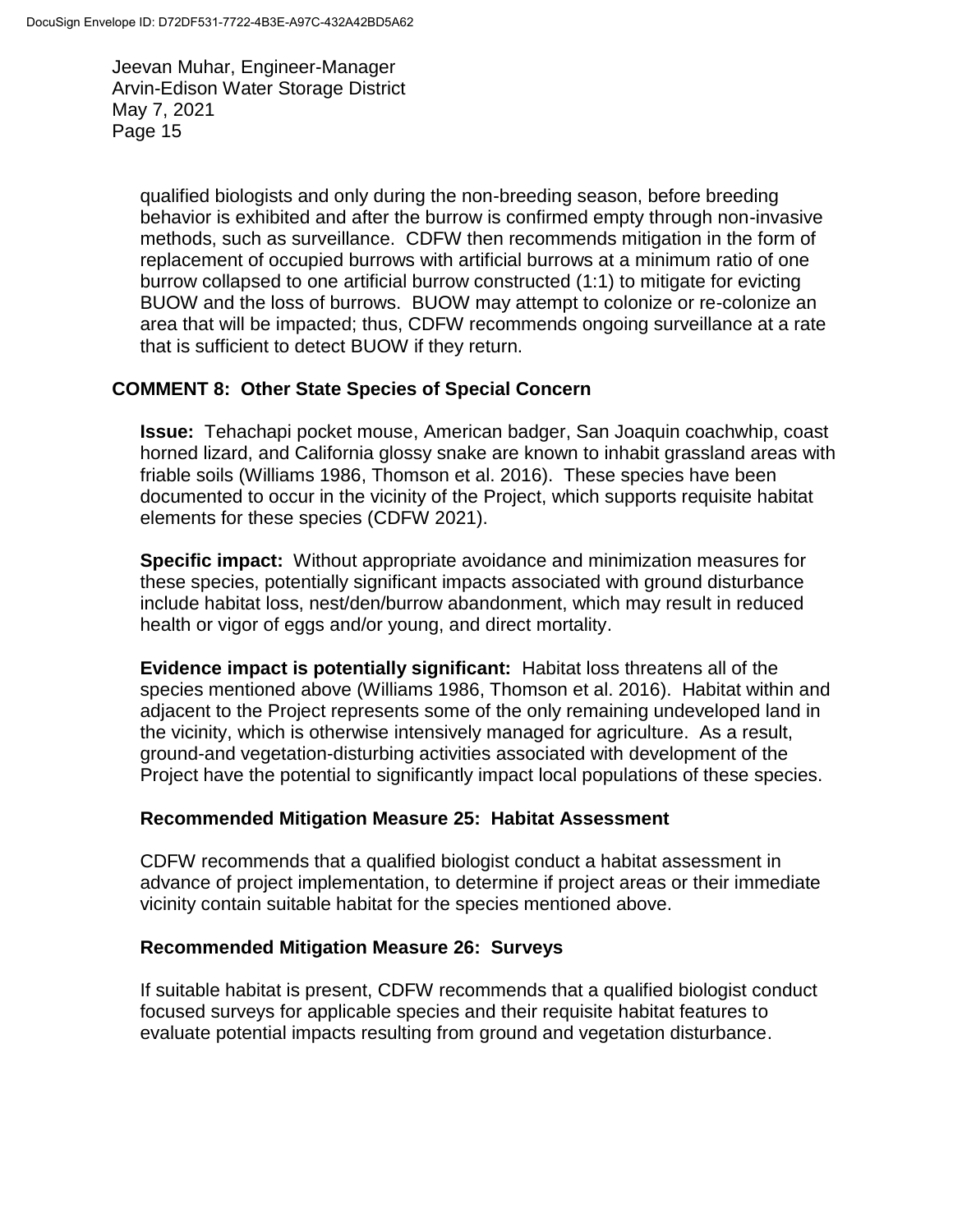qualified biologists and only during the non-breeding season, before breeding behavior is exhibited and after the burrow is confirmed empty through non-invasive methods, such as surveillance. CDFW then recommends mitigation in the form of replacement of occupied burrows with artificial burrows at a minimum ratio of one burrow collapsed to one artificial burrow constructed (1:1) to mitigate for evicting BUOW and the loss of burrows. BUOW may attempt to colonize or re-colonize an area that will be impacted; thus, CDFW recommends ongoing surveillance at a rate that is sufficient to detect BUOW if they return.

**COMMENT 8: Other State Species of Special Concern**

**Issue:** Tehachapi pocket mouse, American badger, San Joaquin coachwhip, coast horned lizard, and California glossy snake are known to inhabit grassland areas with friable soils (Williams 1986, Thomson et al. 2016). These species have been documented to occur in the vicinity of the Project, which supports requisite habitat elements for these species (CDFW 2021).

**Specific impact:** Without appropriate avoidance and minimization measures for these species, potentially significant impacts associated with ground disturbance include habitat loss, nest/den/burrow abandonment, which may result in reduced health or vigor of eggs and/or young, and direct mortality.

**Evidence impact is potentially significant:** Habitat loss threatens all of the species mentioned above (Williams 1986, Thomson et al. 2016). Habitat within and adjacent to the Project represents some of the only remaining undeveloped land in the vicinity, which is otherwise intensively managed for agriculture. As a result, ground-and vegetation-disturbing activities associated with development of the Project have the potential to significantly impact local populations of these species.

**Recommended Mitigation Measure 25: Habitat Assessment**

CDFW recommends that a qualified biologist conduct a habitat assessment in advance of project implementation, to determine if project areas or their immediate vicinity contain suitable habitat for the species mentioned above.

**Recommended Mitigation Measure 26: Surveys**

If suitable habitat is present, CDFW recommends that a qualified biologist conduct focused surveys for applicable species and their requisite habitat features to evaluate potential impacts resulting from ground and vegetation disturbance.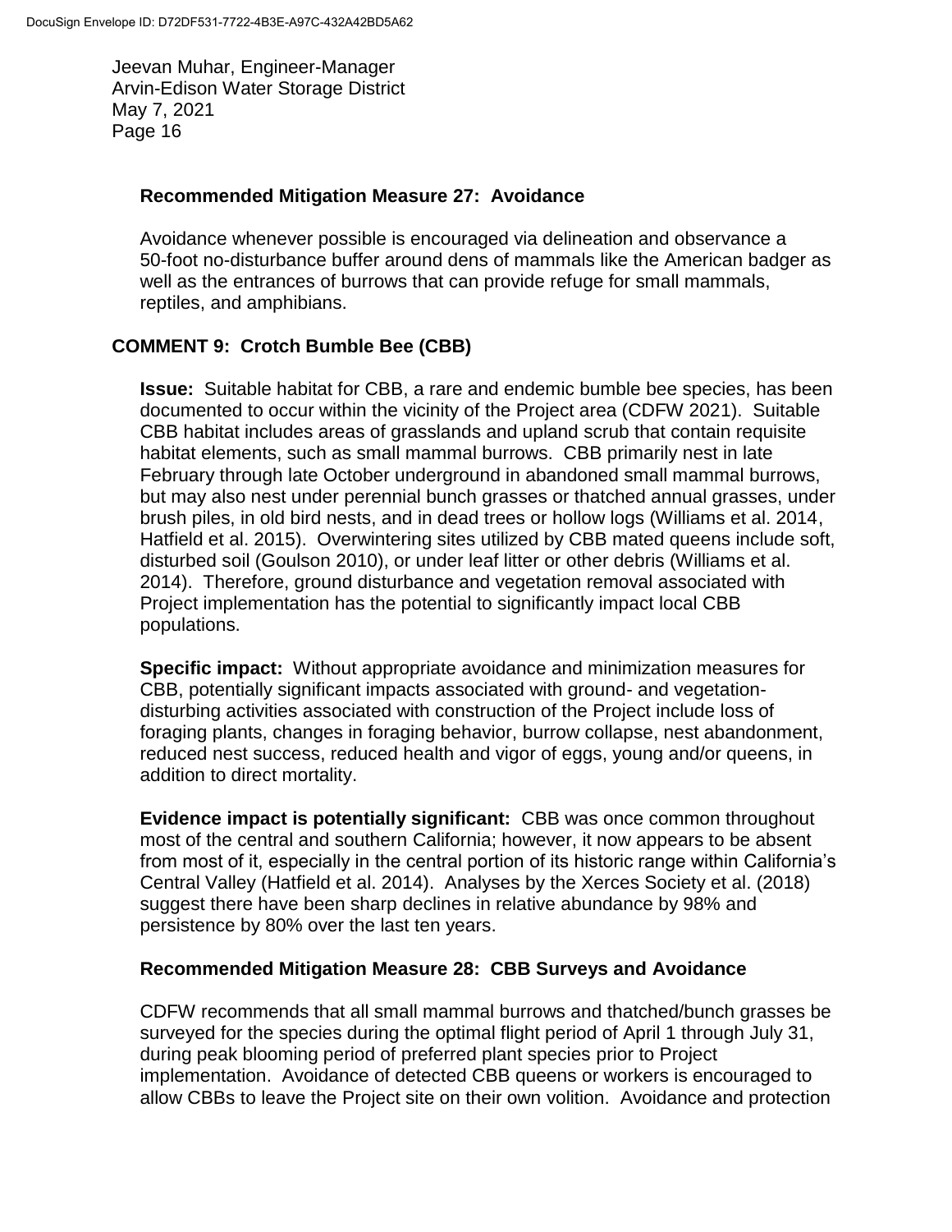**Recommended Mitigation Measure 27: Avoidance**

Avoidance whenever possible is encouraged via delineation and observance a 50-foot no-disturbance buffer around dens of mammals like the American badger as well as the entrances of burrows that can provide refuge for small mammals, reptiles, and amphibians.

## COMMENT 9: Crotch Bumble Bee (CBB)

**Issue:** Suitable habitat for CBB, a rare and endemic bumble bee species, has been documented to occur within the vicinity of the Project area (CDFW 2021). Suitable CBB habitat includes areas of grasslands and upland scrub that contain requisite habitat elements, such as small mammal burrows. CBB primarily nest in late February through late October underground in abandoned small mammal burrows, but may also nest under perennial bunch grasses or thatched annual grasses, under brush piles, in old bird nests, and in dead trees or hollow logs (Williams et al. 2014, Hatfield et al. 2015). Overwintering sites utilized by CBB mated queens include soft, disturbed soil (Goulson 2010), or under leaf litter or other debris (Williams et al. 2014). Therefore, ground disturbance and vegetation removal associated with Project implementation has the potential to significantly impact local CBB populations.

**Specific impact:** Without appropriate avoidance and minimization measures for CBB, potentially significant impacts associated with ground- and vegetation-disturbing activities associated with construction of the Project include loss of foraging plants, changes in foraging behavior, burrow collapse, nest abandonment, reduced nest success, reduced health and vigor of eggs, young and/or queens, in addition to direct mortality.

**Evidence impact is potentially significant:** CBB was once common throughout most of the central and southern California; however, it now appears to be absent from most of it, especially in the central portion of its historic range within California's Central Valley (Hatfield et al. 2014). Analyses by the Xerces Society et al. (2018) suggest there have been sharp declines in relative abundance by 98% and persistence by 80% over the last ten years.

**Recommended Mitigation Measure 28: CBB Surveys and Avoidance**

CDFW recommends that all small mammal burrows and thatched/bunch grasses be surveyed for the species during the optimal flight period of April 1 through July 31, during peak blooming period of preferred plant species prior to Project implementation. Avoidance of detected CBB queens or workers is encouraged to allow CBBs to leave the Project site on their own volition. Avoidance and protection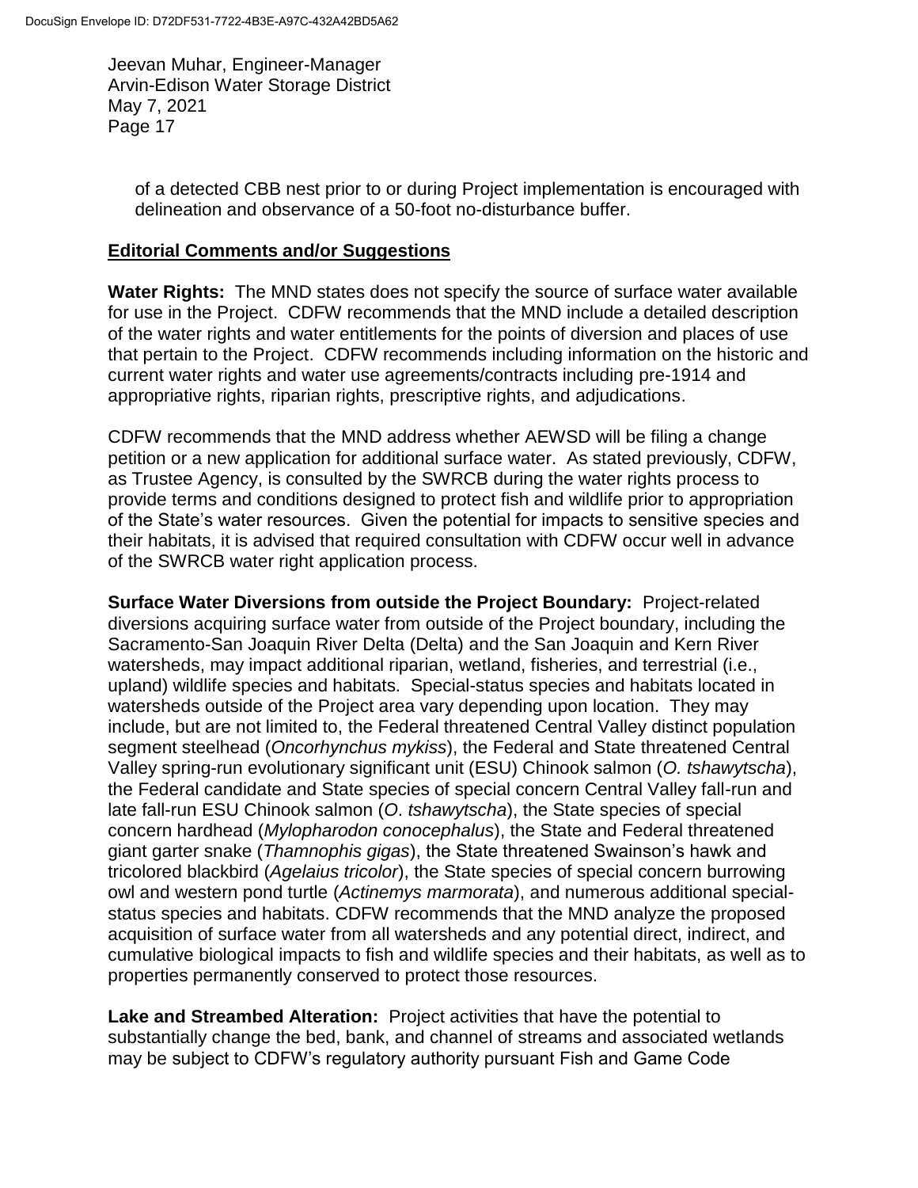of a detected CBB nest prior to or during Project implementation is encouraged with delineation and observance of a 50-foot no-disturbance buffer.

## Editorial Comments and/or Suggestions

**Water Rights:** The MND states does not specify the source of surface water available for use in the Project. CDFW recommends that the MND include a detailed description of the water rights and water entitlements for the points of diversion and places of use that pertain to the Project. CDFW recommends including information on the historic and current water rights and water use agreements/contracts including pre-1914 and appropriative rights, riparian rights, prescriptive rights, and adjudications.

CDFW recommends that the MND address whether AEWSD will be filing a change petition or a new application for additional surface water. As stated previously, CDFW, as Trustee Agency, is consulted by the SWRCB during the water rights process to provide terms and conditions designed to protect fish and wildlife prior to appropriation of the State's water resources. Given the potential for impacts to sensitive species and their habitats, it is advised that required consultation with CDFW occur well in advance of the SWRCB water right application process.

**Surface Water Diversions from outside the Project Boundary:** Project-related diversions acquiring surface water from outside of the Project boundary, including the Sacramento-San Joaquin River Delta (Delta) and the San Joaquin and Kern River watersheds, may impact additional riparian, wetland, fisheries, and terrestrial (i.e., upland) wildlife species and habitats. Special-status species and habitats located in watersheds outside of the Project area vary depending upon location. They may include, but are not limited to, the Federal threatened Central Valley distinct population segment steelhead (*Oncorhynchus mykiss*), the Federal and State threatened Central Valley spring-run evolutionary significant unit (ESU) Chinook salmon (*O. tshawytscha*), the Federal candidate and State species of special concern Central Valley fall-run and late fall-run ESU Chinook salmon (*O. tshawytscha*), the State species of special concern hardhead (*Mylopharodon conocephalus*), the State and Federal threatened giant garter snake (*Thamnophis gigas*), the State threatened Swainson's hawk and tricolored blackbird (*Agelaius tricolor*), the State species of special concern burrowing owl and western pond turtle (*Actinemys marmorata*), and numerous additional special-status species and habitats. CDFW recommends that the MND analyze the proposed acquisition of surface water from all watersheds and any potential direct, indirect, and cumulative biological impacts to fish and wildlife species and their habitats, as well as to properties permanently conserved to protect those resources.

**Lake and Streambed Alteration:** Project activities that have the potential to substantially change the bed, bank, and channel of streams and associated wetlands may be subject to CDFW's regulatory authority pursuant Fish and Game Code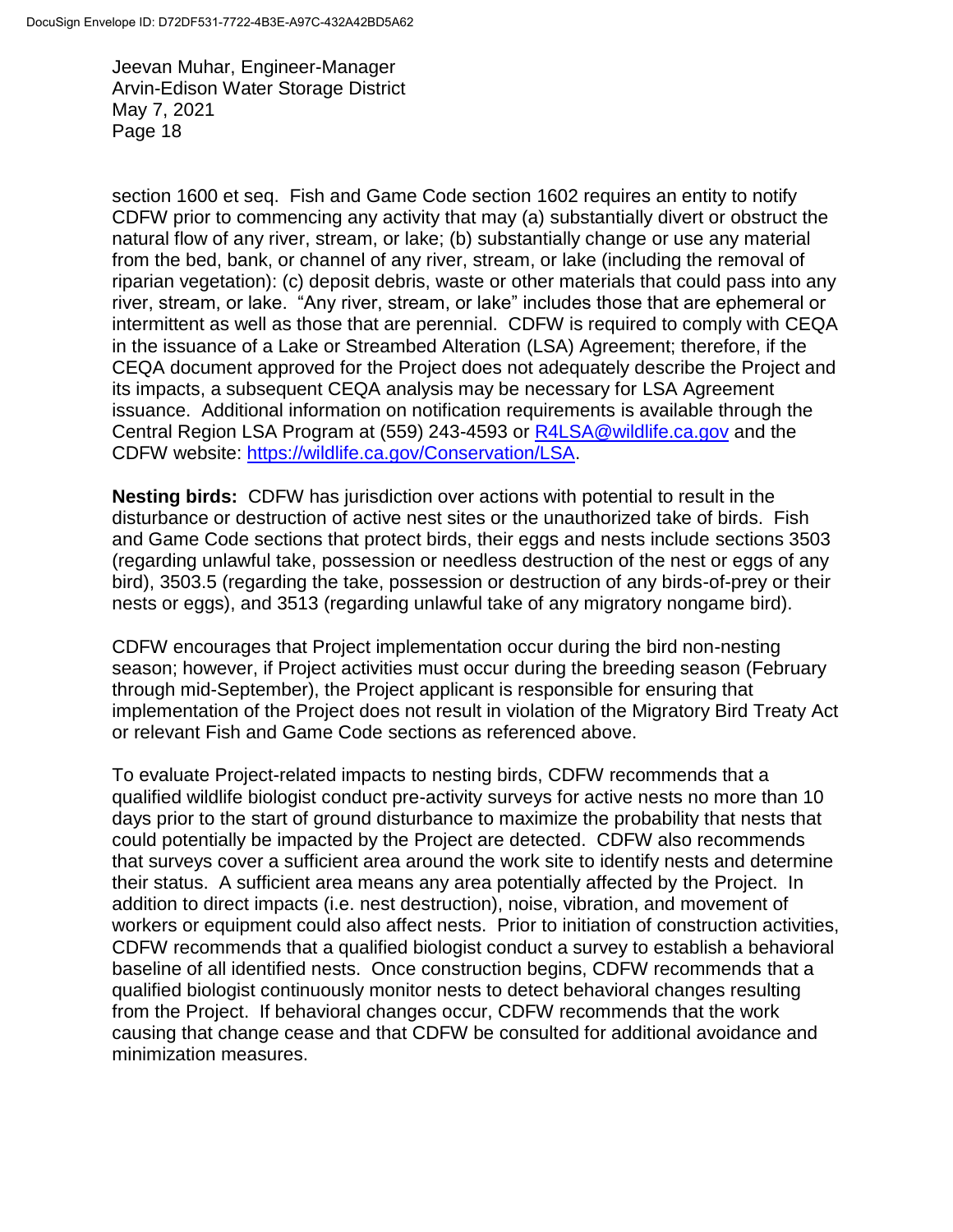section 1600 et seq. Fish and Game Code section 1602 requires an entity to notify CDFW prior to commencing any activity that may (a) substantially divert or obstruct the natural flow of any river, stream, or lake; (b) substantially change or use any material from the bed, bank, or channel of any river, stream, or lake (including the removal of riparian vegetation): (c) deposit debris, waste or other materials that could pass into any river, stream, or lake. "Any river, stream, or lake" includes those that are ephemeral or intermittent as well as those that are perennial. CDFW is required to comply with CEQA in the issuance of a Lake or Streambed Alteration (LSA) Agreement; therefore, if the CEQA document approved for the Project does not adequately describe the Project and its impacts, a subsequent CEQA analysis may be necessary for LSA Agreement issuance. Additional information on notification requirements is available through the Central Region LSA Program at (559) 243-4593 or [R4LSA@wildlife.ca.gov](mailto:R4LSA@wildlife.ca.gov) and the CDFW website: [https://wildlife.ca.gov/Conservation/LSA](https://wildlife.ca.gov/Conservation/LSA).

**Nesting birds:** CDFW has jurisdiction over actions with potential to result in the disturbance or destruction of active nest sites or the unauthorized take of birds. Fish and Game Code sections that protect birds, their eggs and nests include sections 3503 (regarding unlawful take, possession or needless destruction of the nest or eggs of any bird), 3503.5 (regarding the take, possession or destruction of any birds-of-prey or their nests or eggs), and 3513 (regarding unlawful take of any migratory nongame bird).

CDFW encourages that Project implementation occur during the bird non-nesting season; however, if Project activities must occur during the breeding season (February through mid-September), the Project applicant is responsible for ensuring that implementation of the Project does not result in violation of the Migratory Bird Treaty Act or relevant Fish and Game Code sections as referenced above.

To evaluate Project-related impacts to nesting birds, CDFW recommends that a qualified wildlife biologist conduct pre-activity surveys for active nests no more than 10 days prior to the start of ground disturbance to maximize the probability that nests that could potentially be impacted by the Project are detected. CDFW also recommends that surveys cover a sufficient area around the work site to identify nests and determine their status. A sufficient area means any area potentially affected by the Project. In addition to direct impacts (i.e. nest destruction), noise, vibration, and movement of workers or equipment could also affect nests. Prior to initiation of construction activities, CDFW recommends that a qualified biologist conduct a survey to establish a behavioral baseline of all identified nests. Once construction begins, CDFW recommends that a qualified biologist continuously monitor nests to detect behavioral changes resulting from the Project. If behavioral changes occur, CDFW recommends that the work causing that change cease and that CDFW be consulted for additional avoidance and minimization measures.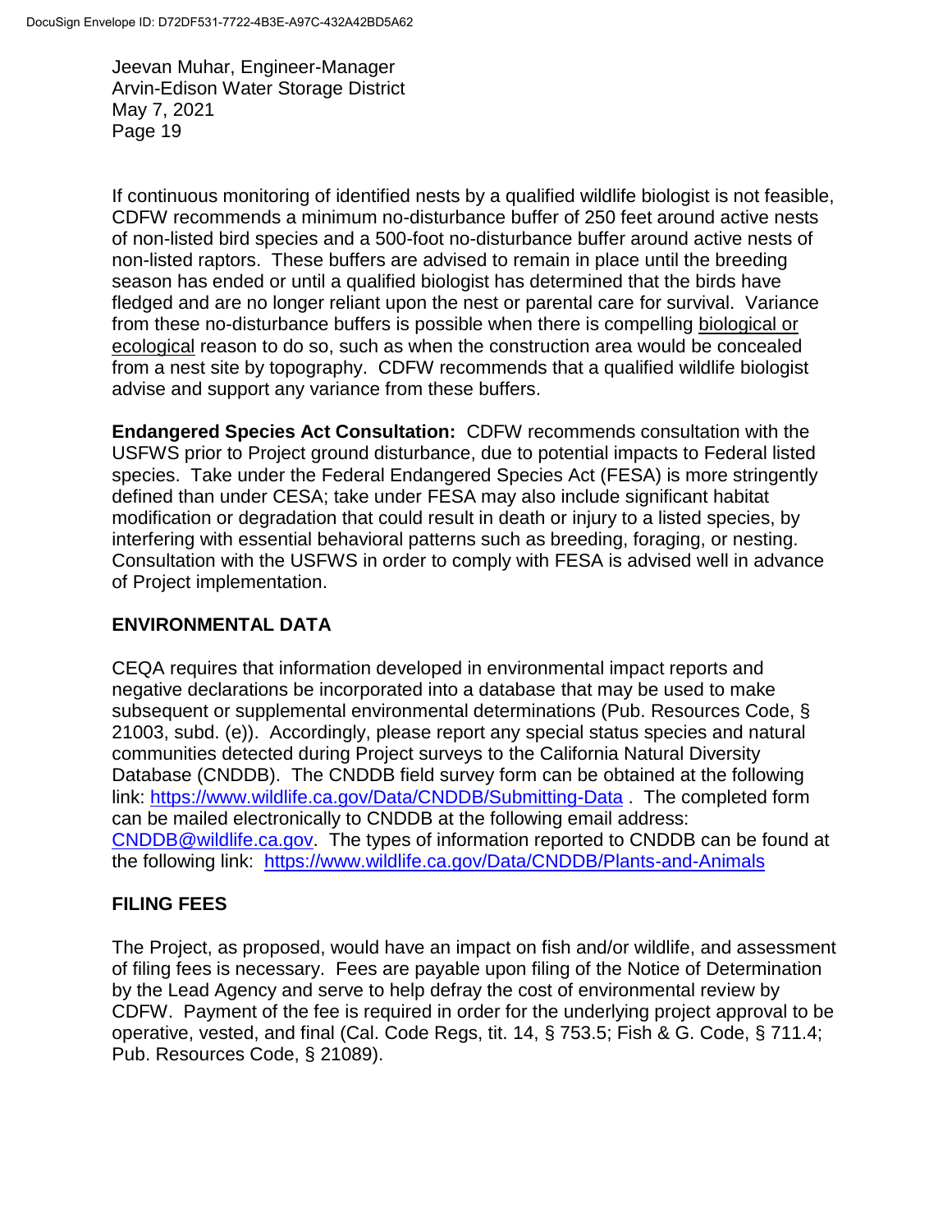If continuous monitoring of identified nests by a qualified wildlife biologist is not feasible, CDFW recommends a minimum no-disturbance buffer of 250 feet around active nests of non-listed bird species and a 500-foot no-disturbance buffer around active nests of non-listed raptors. These buffers are advised to remain in place until the breeding season has ended or until a qualified biologist has determined that the birds have fledged and are no longer reliant upon the nest or parental care for survival. Variance from these no-disturbance buffers is possible when there is compelling biological or ecological reason to do so, such as when the construction area would be concealed from a nest site by topography. CDFW recommends that a qualified wildlife biologist advise and support any variance from these buffers.

**Endangered Species Act Consultation:** CDFW recommends consultation with the USFWS prior to Project ground disturbance, due to potential impacts to Federal listed species. Take under the Federal Endangered Species Act (FESA) is more stringently defined than under CESA; take under FESA may also include significant habitat modification or degradation that could result in death or injury to a listed species, by interfering with essential behavioral patterns such as breeding, foraging, or nesting. Consultation with the USFWS in order to comply with FESA is advised well in advance of Project implementation.

## ENVIRONMENTAL DATA

CEQA requires that information developed in environmental impact reports and negative declarations be incorporated into a database that may be used to make subsequent or supplemental environmental determinations (Pub. Resources Code, § 21003, subd. (e)). Accordingly, please report any special status species and natural communities detected during Project surveys to the California Natural Diversity Database (CNDDB). The CNDDB field survey form can be obtained at the following link: https://www.wildlife.ca.gov/Data/CNDDB/Submitting-Data . The completed form can be mailed electronically to CNDDB at the following email address: CNDDB@wildlife.ca.gov. The types of information reported to CNDDB can be found at the following link: https://www.wildlife.ca.gov/Data/CNDDB/Plants-and-Animals

## FILING FEES

The Project, as proposed, would have an impact on fish and/or wildlife, and assessment of filing fees is necessary. Fees are payable upon filing of the Notice of Determination by the Lead Agency and serve to help defray the cost of environmental review by CDFW. Payment of the fee is required in order for the underlying project approval to be operative, vested, and final (Cal. Code Regs, tit. 14, § 753.5; Fish & G. Code, § 711.4; Pub. Resources Code, § 21089).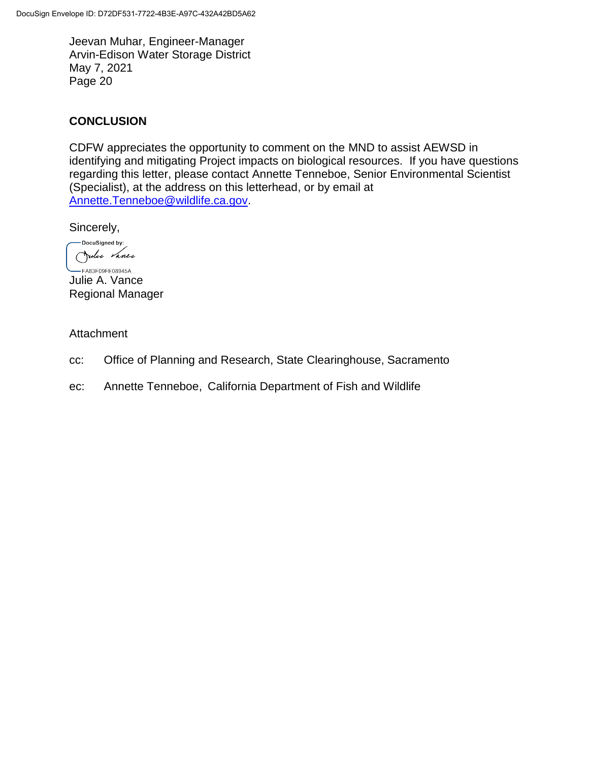Jeevan Muhar, Engineer-Manager
Arvin-Edison Water Storage District
May 7, 2021

## CONCLUSION

CDFW appreciates the opportunity to comment on the MND to assist AEWSD in identifying and mitigating Project impacts on biological resources. If you have questions regarding this letter, please contact Annette Tenneboe, Senior Environmental Scientist (Specialist), at the address on this letterhead, or by email at Annette.Tenneboe@wildlife.ca.gov.

Sincerely,

DocuSigned by:
Julie Vance
FA83F09FE08945A...

Julie A. Vance
Regional Manager

Attachment

cc: Office of Planning and Research, State Clearinghouse, Sacramento

ec: Annette Tenneboe, California Department of Fish and Wildlife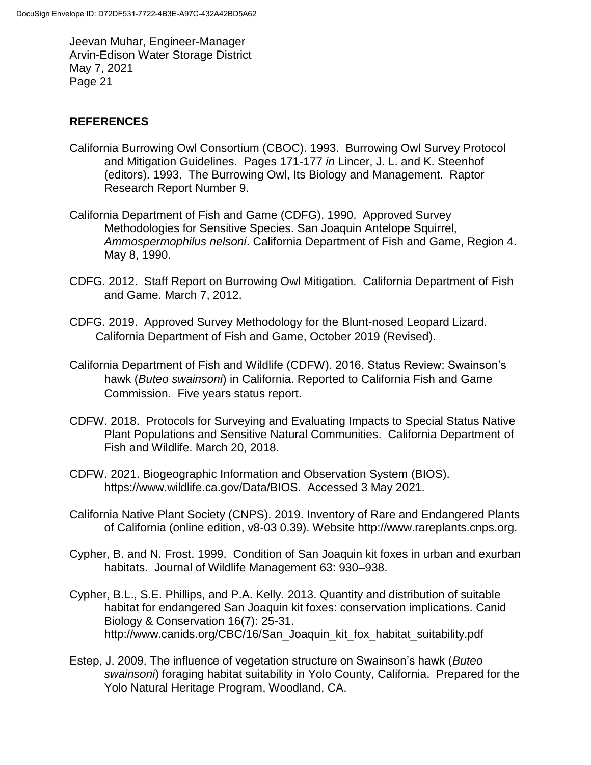## REFERENCES

California Burrowing Owl Consortium (CBOC). 1993. Burrowing Owl Survey Protocol and Mitigation Guidelines. Pages 171-177 *in* Lincer, J. L. and K. Steenhof (editors). 1993. The Burrowing Owl, Its Biology and Management. Raptor Research Report Number 9.

California Department of Fish and Game (CDFG). 1990. Approved Survey Methodologies for Sensitive Species. San Joaquin Antelope Squirrel, *Ammospermophilus nelsoni*. California Department of Fish and Game, Region 4. May 8, 1990.

CDFG. 2012. Staff Report on Burrowing Owl Mitigation. California Department of Fish and Game. March 7, 2012.

CDFG. 2019. Approved Survey Methodology for the Blunt-nosed Leopard Lizard. California Department of Fish and Game, October 2019 (Revised).

California Department of Fish and Wildlife (CDFW). 2016. Status Review: Swainson's hawk (*Buteo swainsoni*) in California. Reported to California Fish and Game Commission. Five years status report.

CDFW. 2018. Protocols for Surveying and Evaluating Impacts to Special Status Native Plant Populations and Sensitive Natural Communities. California Department of Fish and Wildlife. March 20, 2018.

CDFW. 2021. Biogeographic Information and Observation System (BIOS). https://www.wildlife.ca.gov/Data/BIOS. Accessed 3 May 2021.

California Native Plant Society (CNPS). 2019. Inventory of Rare and Endangered Plants of California (online edition, v8-03 0.39). Website http://www.rareplants.cnps.org.

Cypher, B. and N. Frost. 1999. Condition of San Joaquin kit foxes in urban and exurban habitats. Journal of Wildlife Management 63: 930–938.

Cypher, B.L., S.E. Phillips, and P.A. Kelly. 2013. Quantity and distribution of suitable habitat for endangered San Joaquin kit foxes: conservation implications. Canid Biology & Conservation 16(7): 25-31. http://www.canids.org/CBC/16/San_Joaquin_kit_fox_habitat_suitability.pdf

Estep, J. 2009. The influence of vegetation structure on Swainson's hawk (*Buteo swainsoni*) foraging habitat suitability in Yolo County, California. Prepared for the Yolo Natural Heritage Program, Woodland, CA.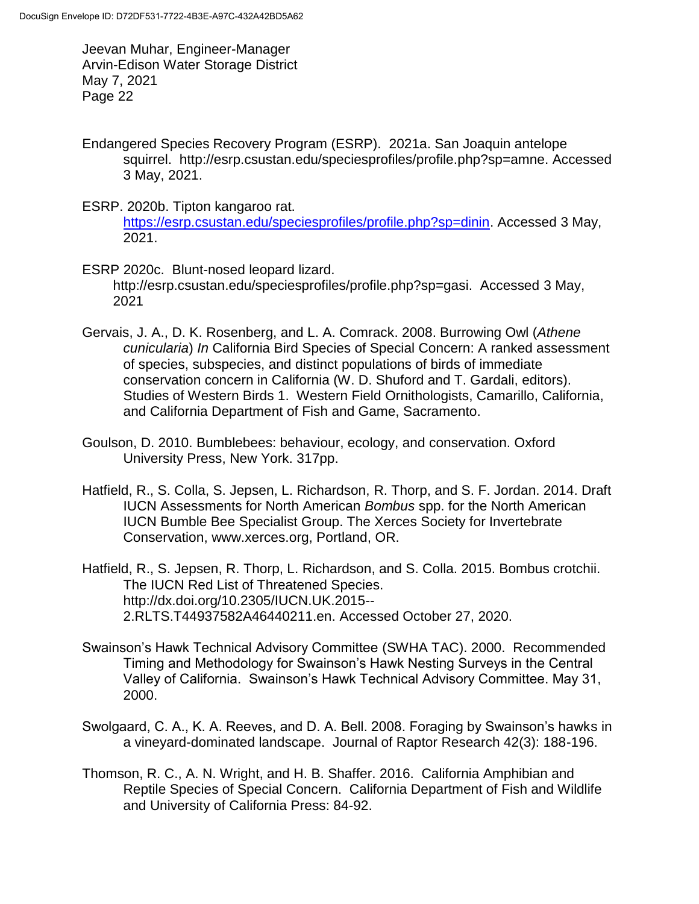Endangered Species Recovery Program (ESRP). 2021a. San Joaquin antelope squirrel. http://esrp.csustan.edu/speciesprofiles/profile.php?sp=amne. Accessed 3 May, 2021.

ESRP. 2020b. Tipton kangaroo rat. https://esrp.csustan.edu/speciesprofiles/profile.php?sp=dinin. Accessed 3 May, 2021.

ESRP 2020c. Blunt-nosed leopard lizard. http://esrp.csustan.edu/speciesprofiles/profile.php?sp=gasi. Accessed 3 May, 2021

Gervais, J. A., D. K. Rosenberg, and L. A. Comrack. 2008. Burrowing Owl (*Athene cunicularia*) *In* California Bird Species of Special Concern: A ranked assessment of species, subspecies, and distinct populations of birds of immediate conservation concern in California (W. D. Shuford and T. Gardali, editors). Studies of Western Birds 1. Western Field Ornithologists, Camarillo, California, and California Department of Fish and Game, Sacramento.

Goulson, D. 2010. Bumblebees: behaviour, ecology, and conservation. Oxford University Press, New York. 317pp.

Hatfield, R., S. Colla, S. Jepsen, L. Richardson, R. Thorp, and S. F. Jordan. 2014. Draft IUCN Assessments for North American *Bombus* spp. for the North American IUCN Bumble Bee Specialist Group. The Xerces Society for Invertebrate Conservation, www.xerces.org, Portland, OR.

Hatfield, R., S. Jepsen, R. Thorp, L. Richardson, and S. Colla. 2015. Bombus crotchii. The IUCN Red List of Threatened Species. http://dx.doi.org/10.2305/IUCN.UK.2015--2.RLTS.T44937582A46440211.en. Accessed October 27, 2020.

Swainson's Hawk Technical Advisory Committee (SWHA TAC). 2000. Recommended Timing and Methodology for Swainson's Hawk Nesting Surveys in the Central Valley of California. Swainson's Hawk Technical Advisory Committee. May 31, 2000.

Swolgaard, C. A., K. A. Reeves, and D. A. Bell. 2008. Foraging by Swainson's hawks in a vineyard-dominated landscape. Journal of Raptor Research 42(3): 188-196.

Thomson, R. C., A. N. Wright, and H. B. Shaffer. 2016. California Amphibian and Reptile Species of Special Concern. California Department of Fish and Wildlife and University of California Press: 84-92.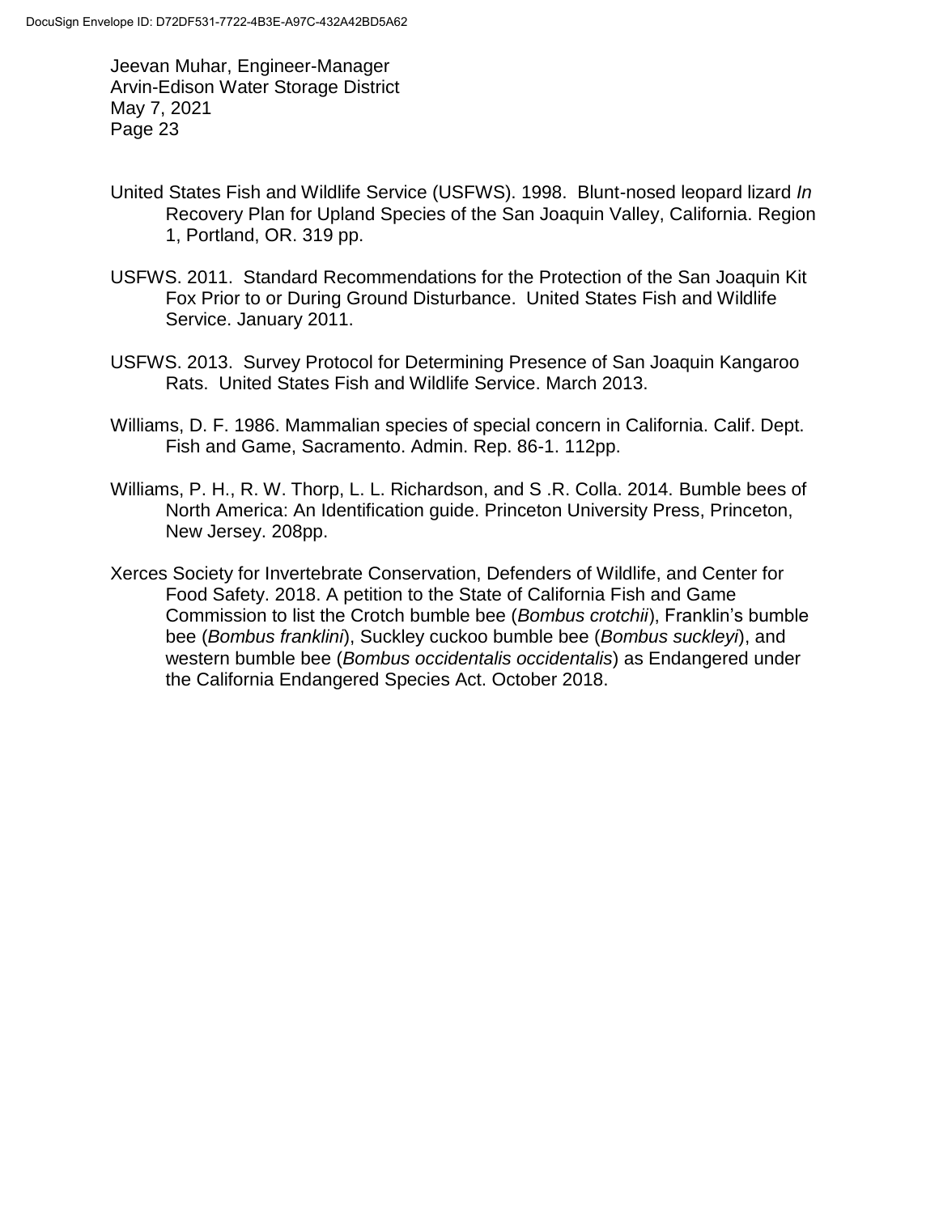United States Fish and Wildlife Service (USFWS). 1998. Blunt-nosed leopard lizard *In* Recovery Plan for Upland Species of the San Joaquin Valley, California. Region 1, Portland, OR. 319 pp.

USFWS. 2011. Standard Recommendations for the Protection of the San Joaquin Kit Fox Prior to or During Ground Disturbance. United States Fish and Wildlife Service. January 2011.

USFWS. 2013. Survey Protocol for Determining Presence of San Joaquin Kangaroo Rats. United States Fish and Wildlife Service. March 2013.

Williams, D. F. 1986. Mammalian species of special concern in California. Calif. Dept. Fish and Game, Sacramento. Admin. Rep. 86-1. 112pp.

Williams, P. H., R. W. Thorp, L. L. Richardson, and S .R. Colla. 2014. Bumble bees of North America: An Identification guide. Princeton University Press, Princeton, New Jersey. 208pp.

Xerces Society for Invertebrate Conservation, Defenders of Wildlife, and Center for Food Safety. 2018. A petition to the State of California Fish and Game Commission to list the Crotch bumble bee (*Bombus crotchii*), Franklin's bumble bee (*Bombus franklini*), Suckley cuckoo bumble bee (*Bombus suckleyi*), and western bumble bee (*Bombus occidentalis occidentalis*) as Endangered under the California Endangered Species Act. October 2018.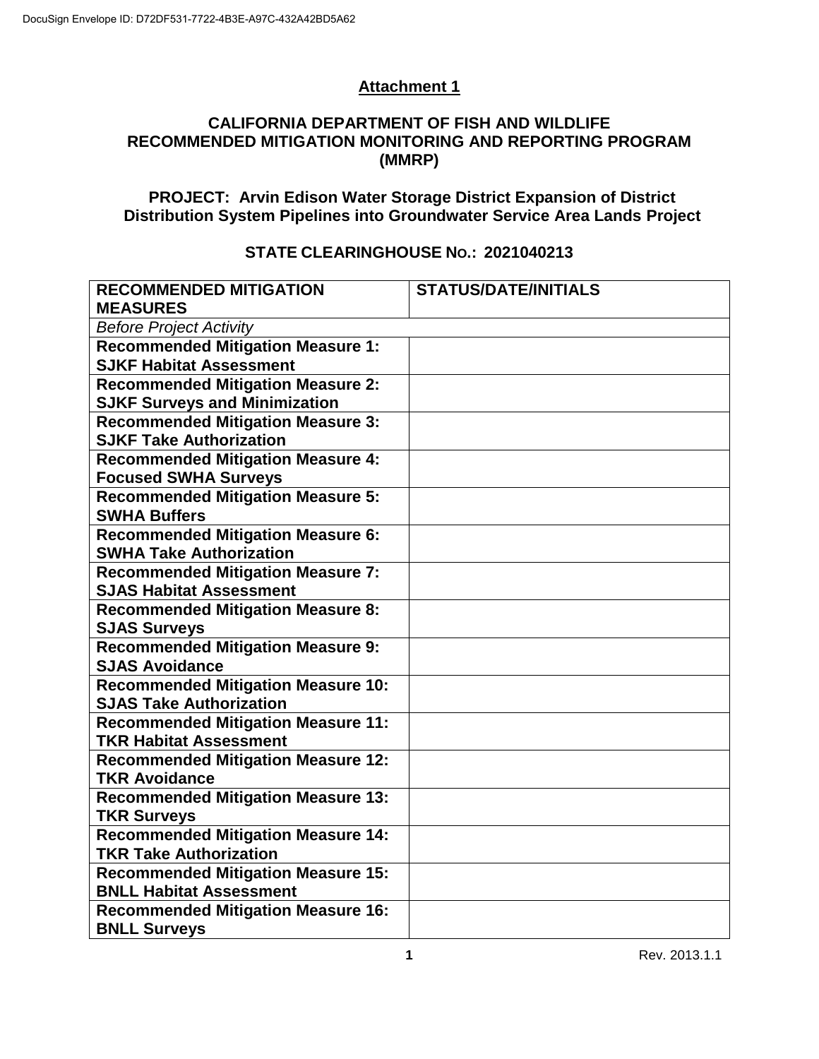## Attachment 1

### CALIFORNIA DEPARTMENT OF FISH AND WILDLIFE RECOMMENDED MITIGATION MONITORING AND REPORTING PROGRAM (MMRP)

### PROJECT: Arvin Edison Water Storage District Expansion of District Distribution System Pipelines into Groundwater Service Area Lands Project

### STATE CLEARINGHOUSE NO.: 2021040213

| RECOMMENDED MITIGATION MEASURES | STATUS/DATE/INITIALS |
|---|---|
| *Before Project Activity* | |
| **Recommended Mitigation Measure 1: SJKF Habitat Assessment** | |
| **Recommended Mitigation Measure 2: SJKF Surveys and Minimization** | |
| **Recommended Mitigation Measure 3: SJKF Take Authorization** | |
| **Recommended Mitigation Measure 4: Focused SWHA Surveys** | |
| **Recommended Mitigation Measure 5: SWHA Buffers** | |
| **Recommended Mitigation Measure 6: SWHA Take Authorization** | |
| **Recommended Mitigation Measure 7: SJAS Habitat Assessment** | |
| **Recommended Mitigation Measure 8: SJAS Surveys** | |
| **Recommended Mitigation Measure 9: SJAS Avoidance** | |
| **Recommended Mitigation Measure 10: SJAS Take Authorization** | |
| **Recommended Mitigation Measure 11: TKR Habitat Assessment** | |
| **Recommended Mitigation Measure 12: TKR Avoidance** | |
| **Recommended Mitigation Measure 13: TKR Surveys** | |
| **Recommended Mitigation Measure 14: TKR Take Authorization** | |
| **Recommended Mitigation Measure 15: BNLL Habitat Assessment** | |
| **Recommended Mitigation Measure 16: BNLL Surveys** | |

Rev. 2013.1.1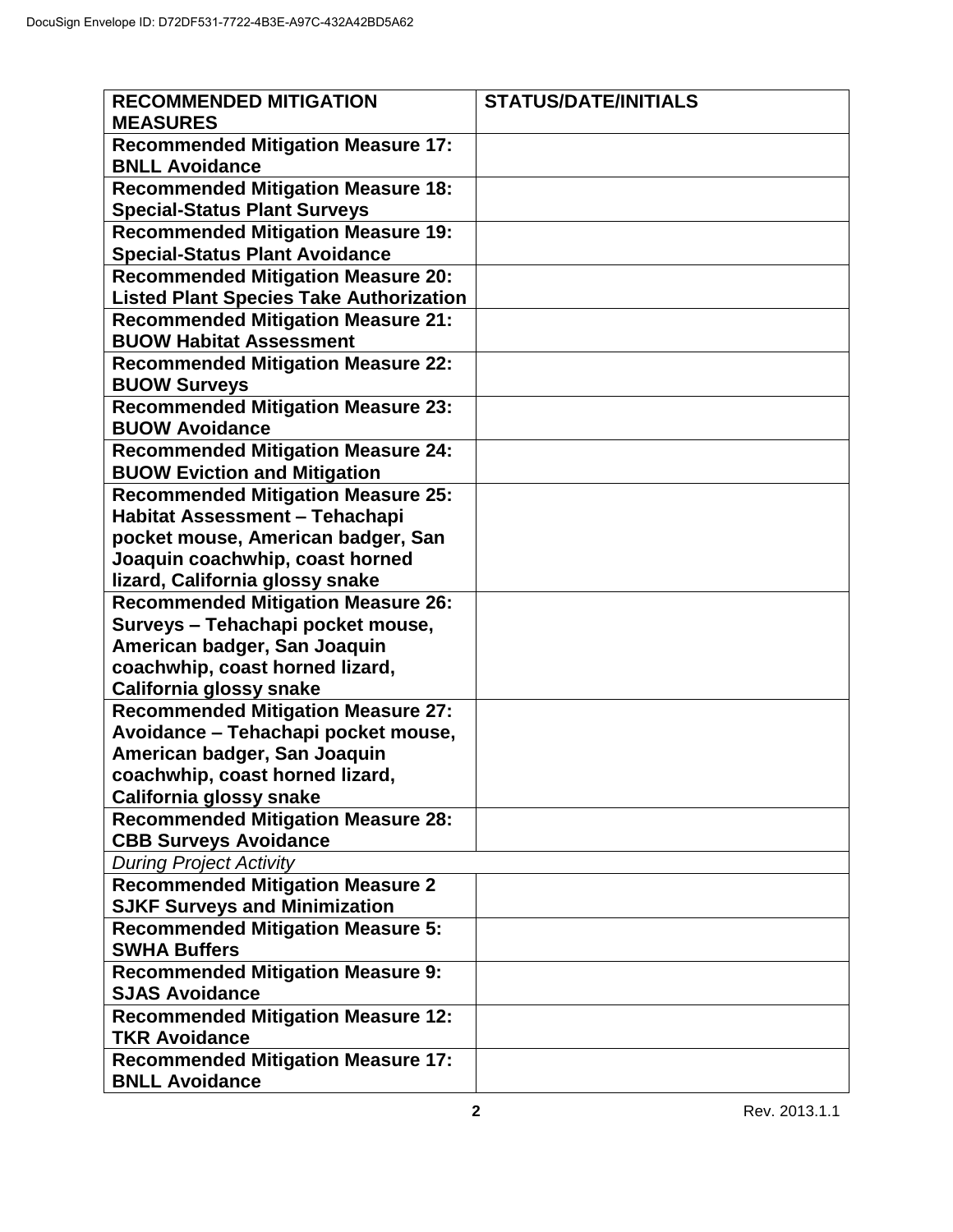| RECOMMENDED MITIGATION MEASURES | STATUS/DATE/INITIALS |
|---|---|
| **Recommended Mitigation Measure 17: BNLL Avoidance** | |
| **Recommended Mitigation Measure 18: Special-Status Plant Surveys** | |
| **Recommended Mitigation Measure 19: Special-Status Plant Avoidance** | |
| **Recommended Mitigation Measure 20: Listed Plant Species Take Authorization** | |
| **Recommended Mitigation Measure 21: BUOW Habitat Assessment** | |
| **Recommended Mitigation Measure 22: BUOW Surveys** | |
| **Recommended Mitigation Measure 23: BUOW Avoidance** | |
| **Recommended Mitigation Measure 24: BUOW Eviction and Mitigation** | |
| **Recommended Mitigation Measure 25: Habitat Assessment – Tehachapi pocket mouse, American badger, San Joaquin coachwhip, coast horned lizard, California glossy snake** | |
| **Recommended Mitigation Measure 26: Surveys – Tehachapi pocket mouse, American badger, San Joaquin coachwhip, coast horned lizard, California glossy snake** | |
| **Recommended Mitigation Measure 27: Avoidance – Tehachapi pocket mouse, American badger, San Joaquin coachwhip, coast horned lizard, California glossy snake** | |
| **Recommended Mitigation Measure 28: CBB Surveys Avoidance** | |
| *During Project Activity* | |
| **Recommended Mitigation Measure 2 SJKF Surveys and Minimization** | |
| **Recommended Mitigation Measure 5: SWHA Buffers** | |
| **Recommended Mitigation Measure 9: SJAS Avoidance** | |
| **Recommended Mitigation Measure 12: TKR Avoidance** | |
| **Recommended Mitigation Measure 17: BNLL Avoidance** | |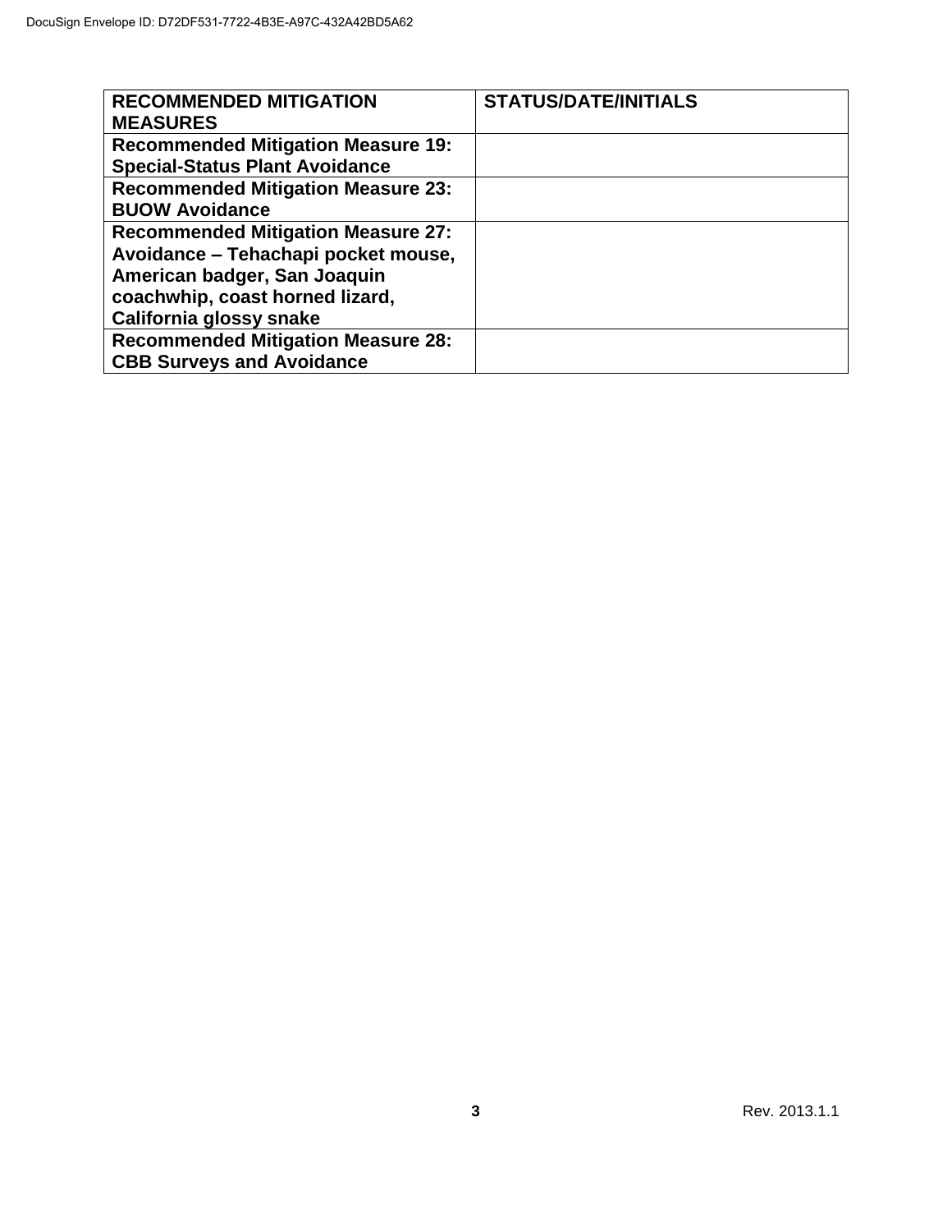| **RECOMMENDED MITIGATION MEASURES** | **STATUS/DATE/INITIALS** |
|---|---|
| **Recommended Mitigation Measure 19: Special-Status Plant Avoidance** | |
| **Recommended Mitigation Measure 23: BUOW Avoidance** | |
| **Recommended Mitigation Measure 27: Avoidance – Tehachapi pocket mouse, American badger, San Joaquin coachwhip, coast horned lizard, California glossy snake** | |
| **Recommended Mitigation Measure 28: CBB Surveys and Avoidance** | |